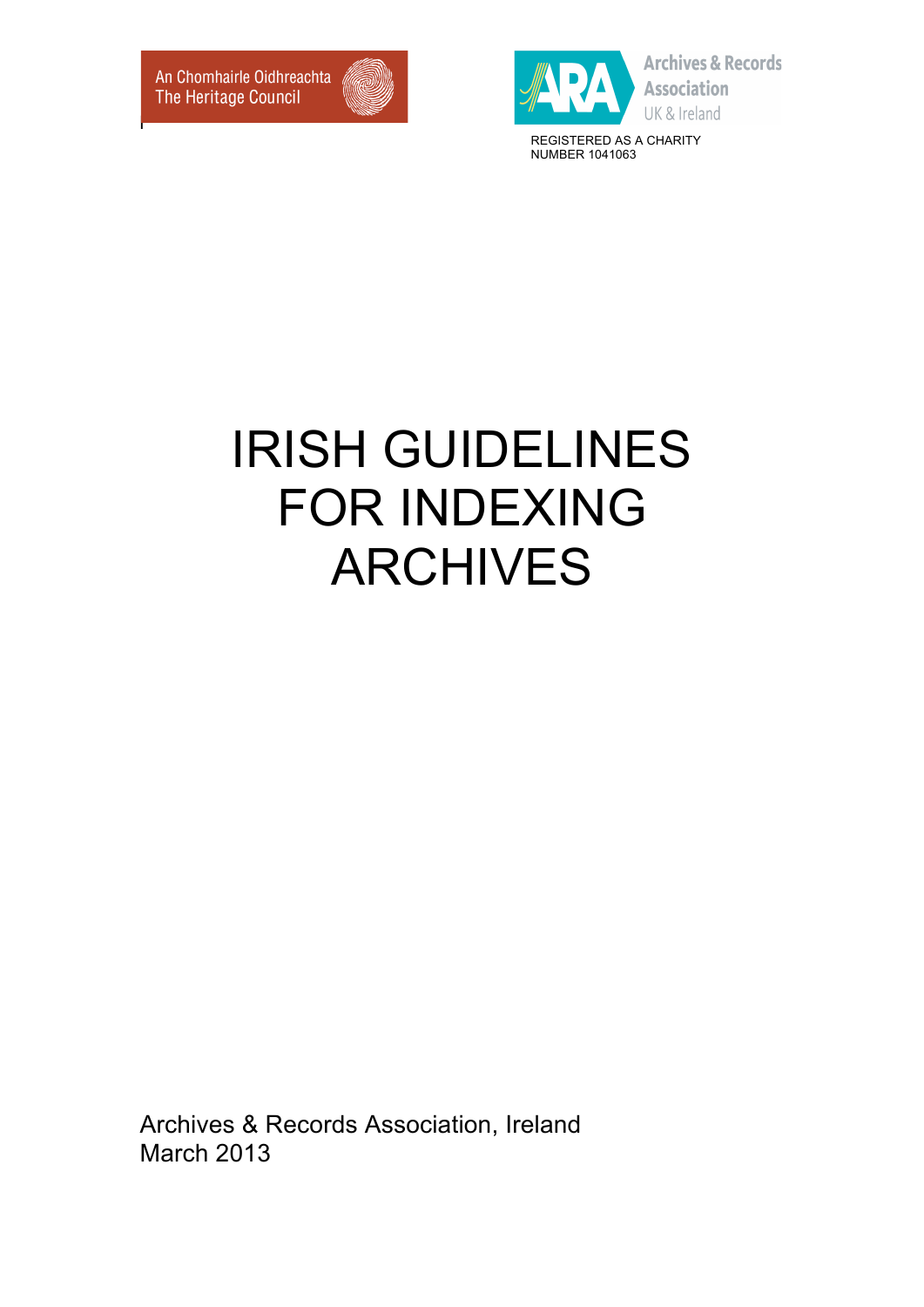An Chomhairle Oidhreachta
The Heritage Council

Archives & Records Association
UK & Ireland

REGISTERED AS A CHARITY
NUMBER 1041063

# IRISH GUIDELINES FOR INDEXING ARCHIVES

Archives & Records Association, Ireland
March 2013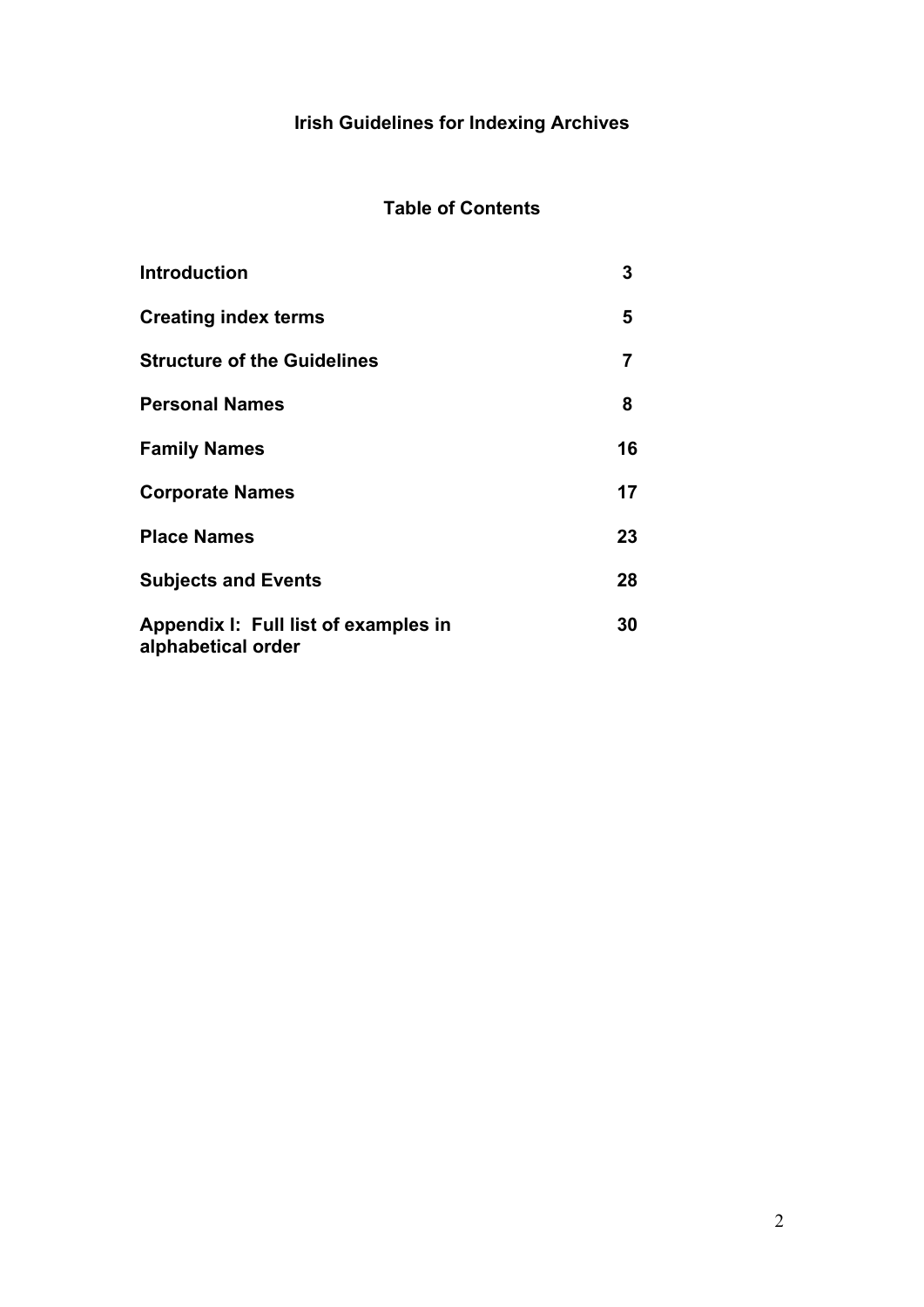# Irish Guidelines for Indexing Archives

## Table of Contents

| | |
|---|---|
| **Introduction** | **3** |
| **Creating index terms** | **5** |
| **Structure of the Guidelines** | **7** |
| **Personal Names** | **8** |
| **Family Names** | **16** |
| **Corporate Names** | **17** |
| **Place Names** | **23** |
| **Subjects and Events** | **28** |
| **Appendix I: Full list of examples in alphabetical order** | **30** |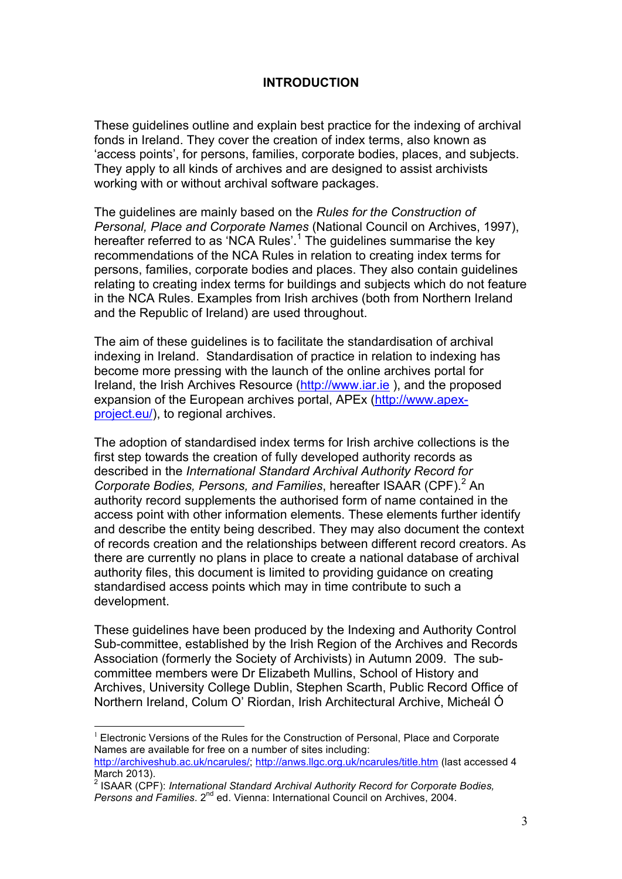# INTRODUCTION

These guidelines outline and explain best practice for the indexing of archival fonds in Ireland. They cover the creation of index terms, also known as 'access points', for persons, families, corporate bodies, places, and subjects. They apply to all kinds of archives and are designed to assist archivists working with or without archival software packages.

The guidelines are mainly based on the *Rules for the Construction of Personal, Place and Corporate Names* (National Council on Archives, 1997), hereafter referred to as 'NCA Rules'.[1] The guidelines summarise the key recommendations of the NCA Rules in relation to creating index terms for persons, families, corporate bodies and places. They also contain guidelines relating to creating index terms for buildings and subjects which do not feature in the NCA Rules. Examples from Irish archives (both from Northern Ireland and the Republic of Ireland) are used throughout.

The aim of these guidelines is to facilitate the standardisation of archival indexing in Ireland. Standardisation of practice in relation to indexing has become more pressing with the launch of the online archives portal for Ireland, the Irish Archives Resource (http://www.iar.ie ), and the proposed expansion of the European archives portal, APEx (http://www.apex-project.eu/), to regional archives.

The adoption of standardised index terms for Irish archive collections is the first step towards the creation of fully developed authority records as described in the *International Standard Archival Authority Record for Corporate Bodies, Persons, and Families*, hereafter ISAAR (CPF).[2] An authority record supplements the authorised form of name contained in the access point with other information elements. These elements further identify and describe the entity being described. They may also document the context of records creation and the relationships between different record creators. As there are currently no plans in place to create a national database of archival authority files, this document is limited to providing guidance on creating standardised access points which may in time contribute to such a development.

These guidelines have been produced by the Indexing and Authority Control Sub-committee, established by the Irish Region of the Archives and Records Association (formerly the Society of Archivists) in Autumn 2009. The sub-committee members were Dr Elizabeth Mullins, School of History and Archives, University College Dublin, Stephen Scarth, Public Record Office of Northern Ireland, Colum O' Riordan, Irish Architectural Archive, Micheál Ó

---

[1] Electronic Versions of the Rules for the Construction of Personal, Place and Corporate Names are available for free on a number of sites including: http://archiveshub.ac.uk/ncarules/; http://anws.llgc.org.uk/ncarules/title.htm (last accessed 4 March 2013).

[2] ISAAR (CPF): *International Standard Archival Authority Record for Corporate Bodies, Persons and Families*. 2nd ed. Vienna: International Council on Archives, 2004.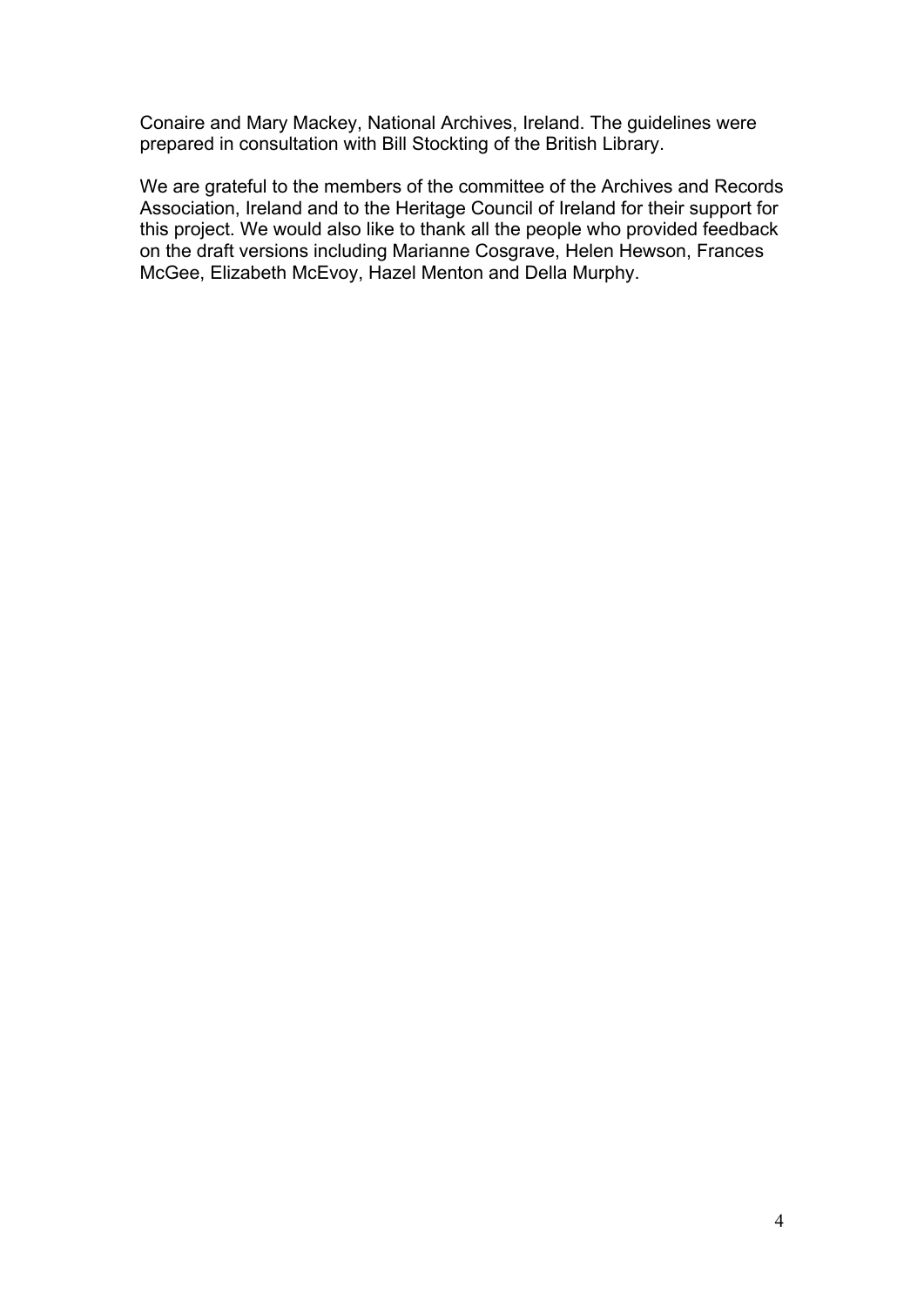Conaire and Mary Mackey, National Archives, Ireland. The guidelines were prepared in consultation with Bill Stockting of the British Library.

We are grateful to the members of the committee of the Archives and Records Association, Ireland and to the Heritage Council of Ireland for their support for this project. We would also like to thank all the people who provided feedback on the draft versions including Marianne Cosgrave, Helen Hewson, Frances McGee, Elizabeth McEvoy, Hazel Menton and Della Murphy.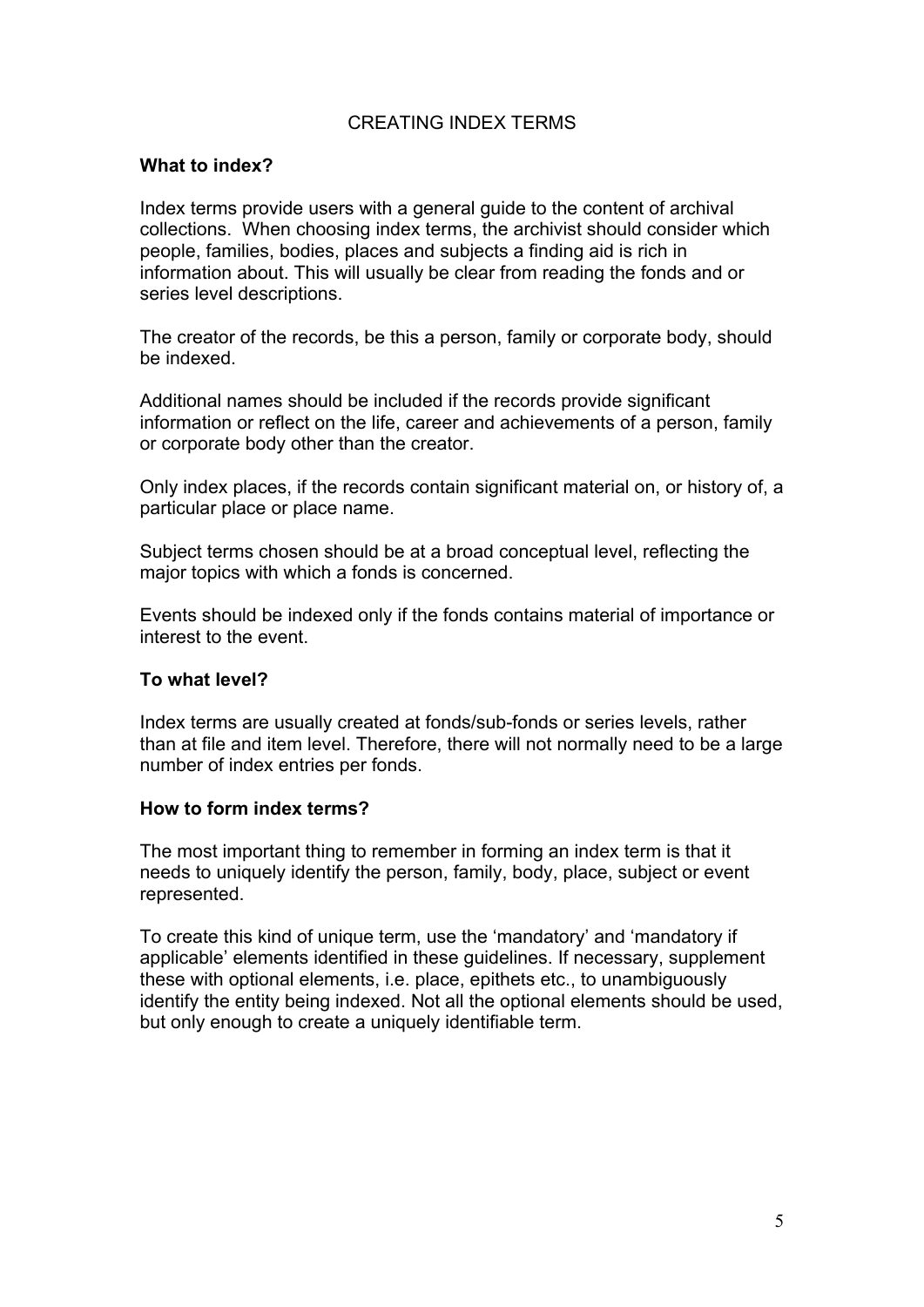# CREATING INDEX TERMS

## What to index?

Index terms provide users with a general guide to the content of archival collections. When choosing index terms, the archivist should consider which people, families, bodies, places and subjects a finding aid is rich in information about. This will usually be clear from reading the fonds and or series level descriptions.

The creator of the records, be this a person, family or corporate body, should be indexed.

Additional names should be included if the records provide significant information or reflect on the life, career and achievements of a person, family or corporate body other than the creator.

Only index places, if the records contain significant material on, or history of, a particular place or place name.

Subject terms chosen should be at a broad conceptual level, reflecting the major topics with which a fonds is concerned.

Events should be indexed only if the fonds contains material of importance or interest to the event.

## To what level?

Index terms are usually created at fonds/sub-fonds or series levels, rather than at file and item level. Therefore, there will not normally need to be a large number of index entries per fonds.

## How to form index terms?

The most important thing to remember in forming an index term is that it needs to uniquely identify the person, family, body, place, subject or event represented.

To create this kind of unique term, use the 'mandatory' and 'mandatory if applicable' elements identified in these guidelines. If necessary, supplement these with optional elements, i.e. place, epithets etc., to unambiguously identify the entity being indexed. Not all the optional elements should be used, but only enough to create a uniquely identifiable term.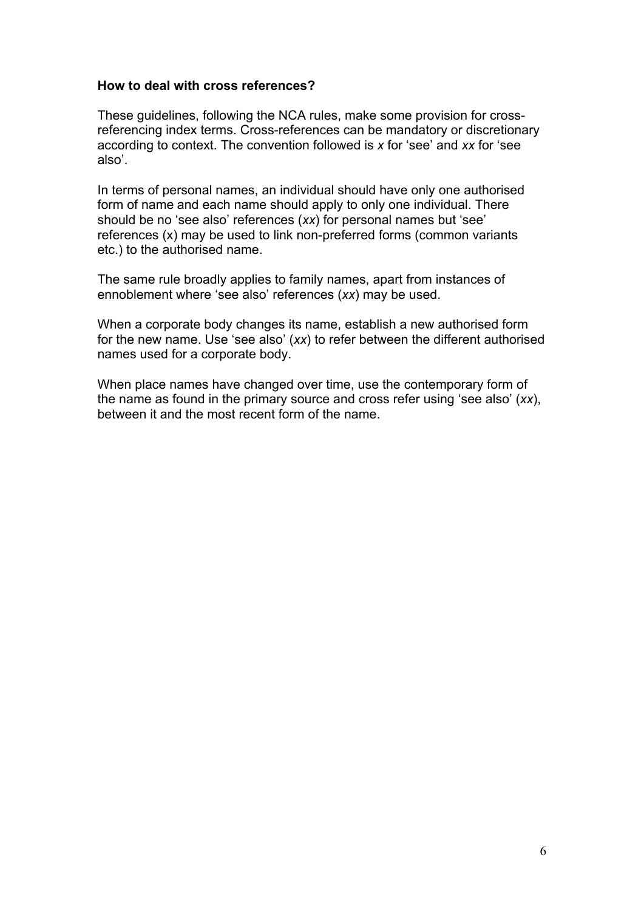**How to deal with cross references?**

These guidelines, following the NCA rules, make some provision for cross-referencing index terms. Cross-references can be mandatory or discretionary according to context. The convention followed is *x* for 'see' and *xx* for 'see also'.

In terms of personal names, an individual should have only one authorised form of name and each name should apply to only one individual. There should be no 'see also' references (*xx*) for personal names but 'see' references (x) may be used to link non-preferred forms (common variants etc.) to the authorised name.

The same rule broadly applies to family names, apart from instances of ennoblement where 'see also' references (*xx*) may be used.

When a corporate body changes its name, establish a new authorised form for the new name. Use 'see also' (*xx*) to refer between the different authorised names used for a corporate body.

When place names have changed over time, use the contemporary form of the name as found in the primary source and cross refer using 'see also' (*xx*), between it and the most recent form of the name.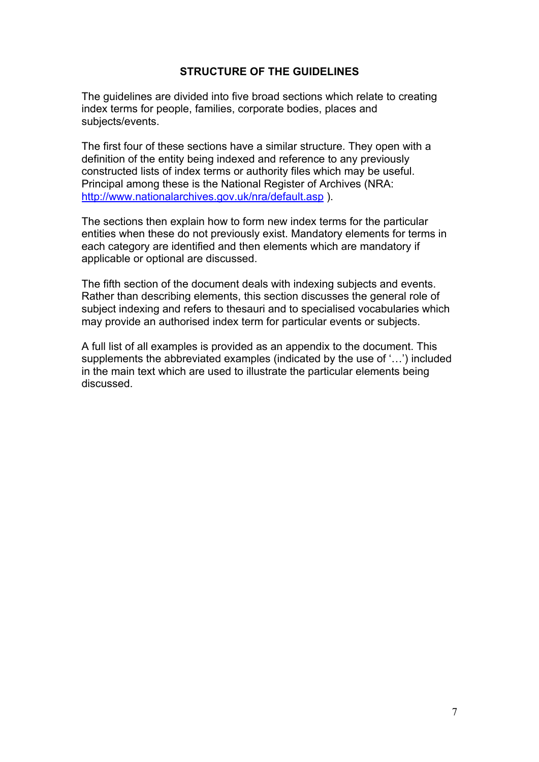## STRUCTURE OF THE GUIDELINES

The guidelines are divided into five broad sections which relate to creating index terms for people, families, corporate bodies, places and subjects/events.

The first four of these sections have a similar structure. They open with a definition of the entity being indexed and reference to any previously constructed lists of index terms or authority files which may be useful. Principal among these is the National Register of Archives (NRA: [http://www.nationalarchives.gov.uk/nra/default.asp](http://www.nationalarchives.gov.uk/nra/default.asp) ).

The sections then explain how to form new index terms for the particular entities when these do not previously exist. Mandatory elements for terms in each category are identified and then elements which are mandatory if applicable or optional are discussed.

The fifth section of the document deals with indexing subjects and events. Rather than describing elements, this section discusses the general role of subject indexing and refers to thesauri and to specialised vocabularies which may provide an authorised index term for particular events or subjects.

A full list of all examples is provided as an appendix to the document. This supplements the abbreviated examples (indicated by the use of '…') included in the main text which are used to illustrate the particular elements being discussed.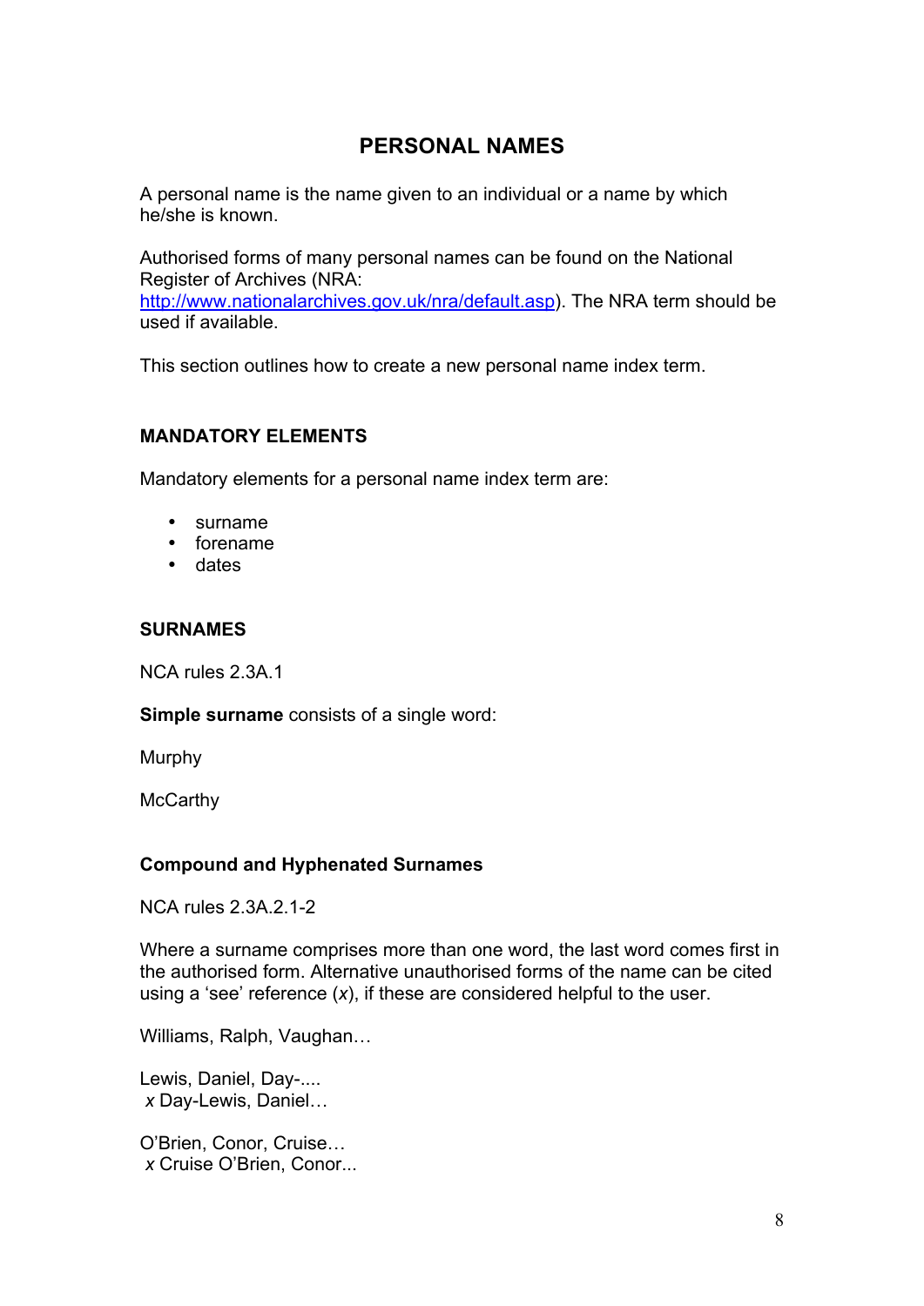# PERSONAL NAMES

A personal name is the name given to an individual or a name by which he/she is known.

Authorised forms of many personal names can be found on the National Register of Archives (NRA: http://www.nationalarchives.gov.uk/nra/default.asp). The NRA term should be used if available.

This section outlines how to create a new personal name index term.

## MANDATORY ELEMENTS

Mandatory elements for a personal name index term are:

- surname
- forename
- dates

## SURNAMES

NCA rules 2.3A.1

**Simple surname** consists of a single word:

Murphy

McCarthy

### Compound and Hyphenated Surnames

NCA rules 2.3A.2.1-2

Where a surname comprises more than one word, the last word comes first in the authorised form. Alternative unauthorised forms of the name can be cited using a 'see' reference (*x*), if these are considered helpful to the user.

Williams, Ralph, Vaughan…

Lewis, Daniel, Day-....
*x* Day-Lewis, Daniel…

O'Brien, Conor, Cruise…
*x* Cruise O'Brien, Conor...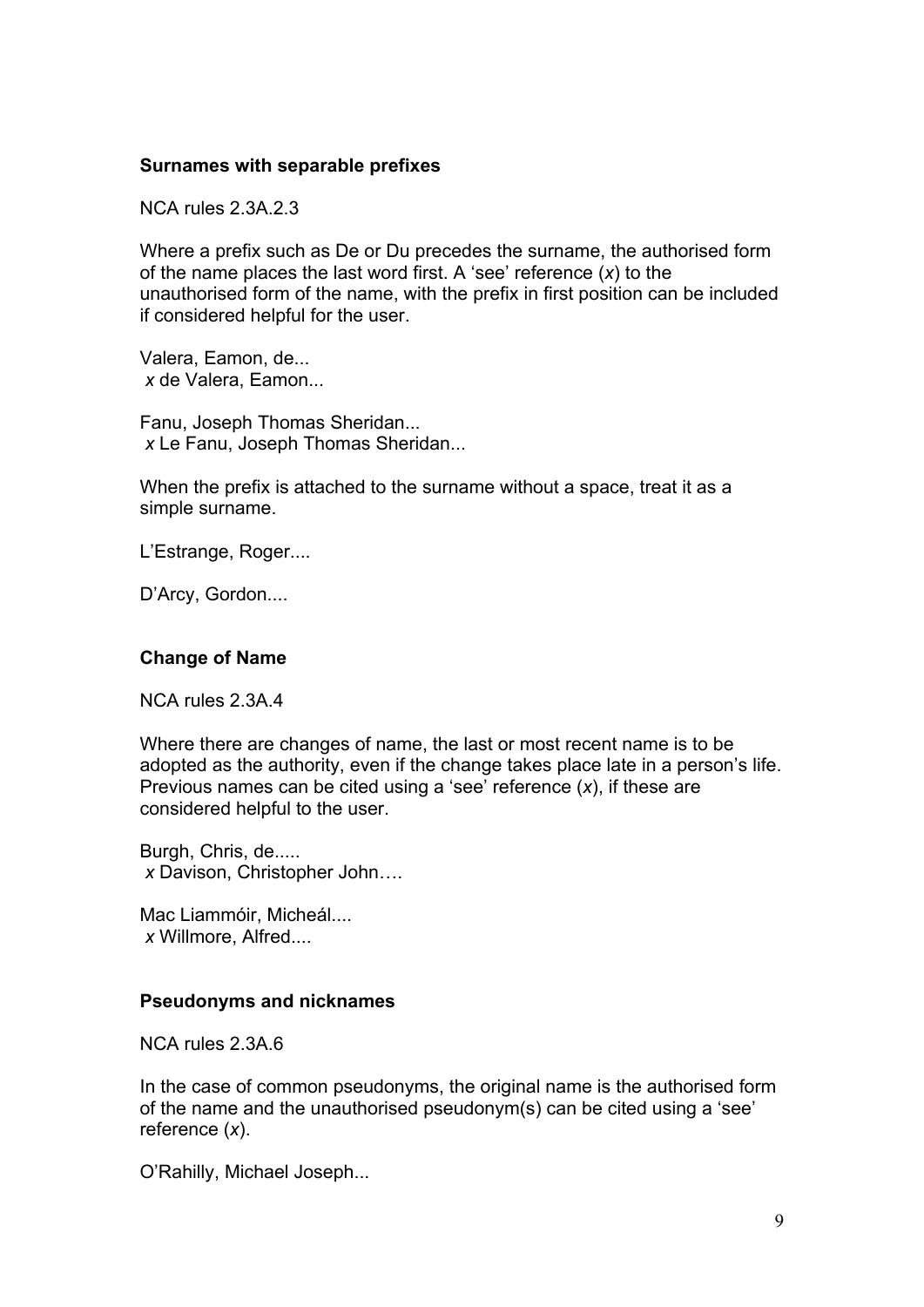### Surnames with separable prefixes

NCA rules 2.3A.2.3

Where a prefix such as De or Du precedes the surname, the authorised form of the name places the last word first. A 'see' reference (*x*) to the unauthorised form of the name, with the prefix in first position can be included if considered helpful for the user.

Valera, Eamon, de...
*x* de Valera, Eamon...

Fanu, Joseph Thomas Sheridan...
*x* Le Fanu, Joseph Thomas Sheridan...

When the prefix is attached to the surname without a space, treat it as a simple surname.

L'Estrange, Roger....

D'Arcy, Gordon....

### Change of Name

NCA rules 2.3A.4

Where there are changes of name, the last or most recent name is to be adopted as the authority, even if the change takes place late in a person's life. Previous names can be cited using a 'see' reference (*x*), if these are considered helpful to the user.

Burgh, Chris, de.....
*x* Davison, Christopher John….

Mac Liammóir, Micheál....
*x* Willmore, Alfred....

### Pseudonyms and nicknames

NCA rules 2.3A.6

In the case of common pseudonyms, the original name is the authorised form of the name and the unauthorised pseudonym(s) can be cited using a 'see' reference (*x*).

O'Rahilly, Michael Joseph...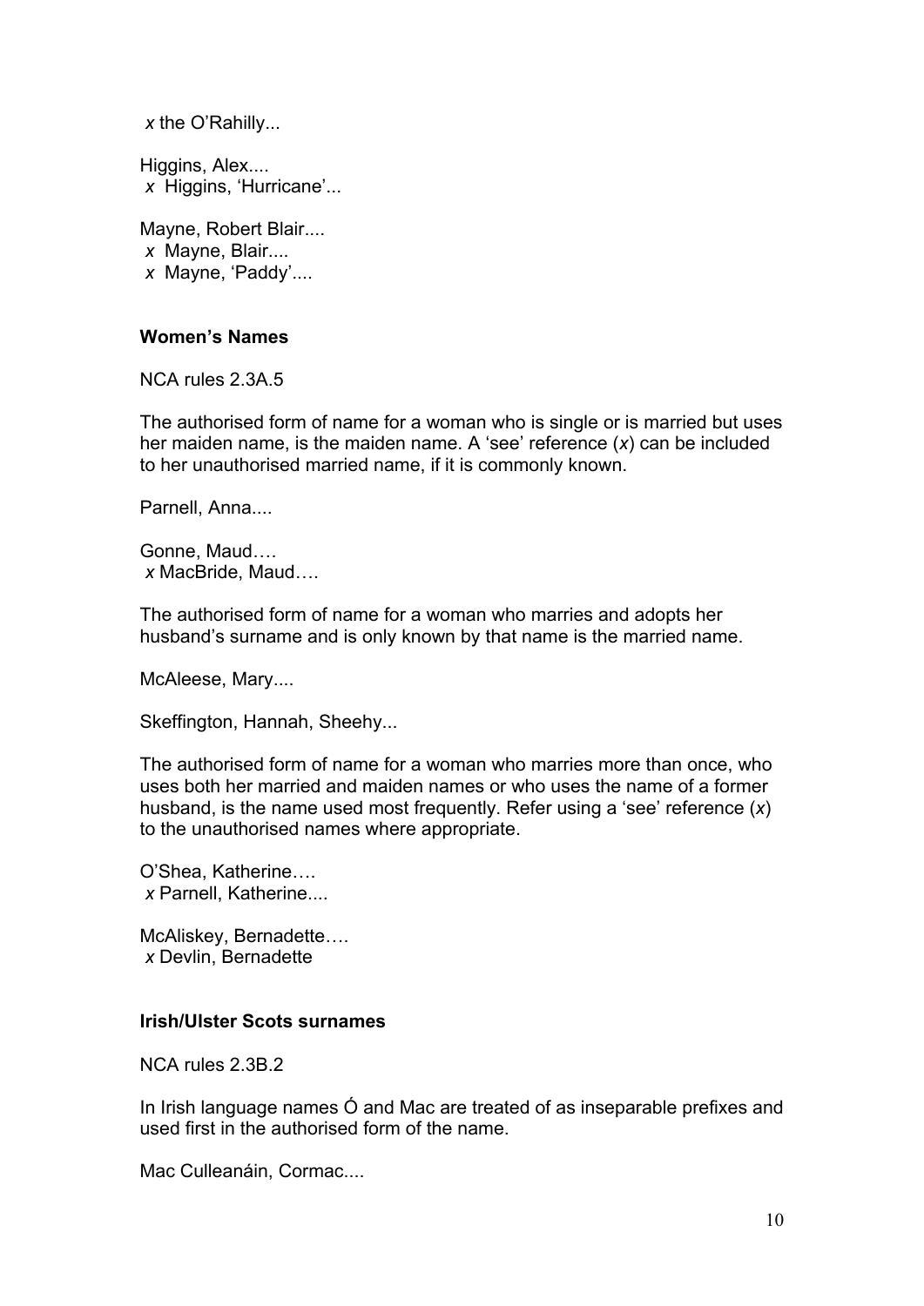*x* the O'Rahilly...

Higgins, Alex....
*x* Higgins, 'Hurricane'...

Mayne, Robert Blair....
*x* Mayne, Blair....
*x* Mayne, 'Paddy'....

**Women's Names**

NCA rules 2.3A.5

The authorised form of name for a woman who is single or is married but uses her maiden name, is the maiden name. A 'see' reference (*x*) can be included to her unauthorised married name, if it is commonly known.

Parnell, Anna....

Gonne, Maud….
*x* MacBride, Maud….

The authorised form of name for a woman who marries and adopts her husband's surname and is only known by that name is the married name.

McAleese, Mary....

Skeffington, Hannah, Sheehy...

The authorised form of name for a woman who marries more than once, who uses both her married and maiden names or who uses the name of a former husband, is the name used most frequently. Refer using a 'see' reference (*x*) to the unauthorised names where appropriate.

O'Shea, Katherine….
*x* Parnell, Katherine....

McAliskey, Bernadette….
*x* Devlin, Bernadette

**Irish/Ulster Scots surnames**

NCA rules 2.3B.2

In Irish language names Ó and Mac are treated of as inseparable prefixes and used first in the authorised form of the name.

Mac Culleanáin, Cormac....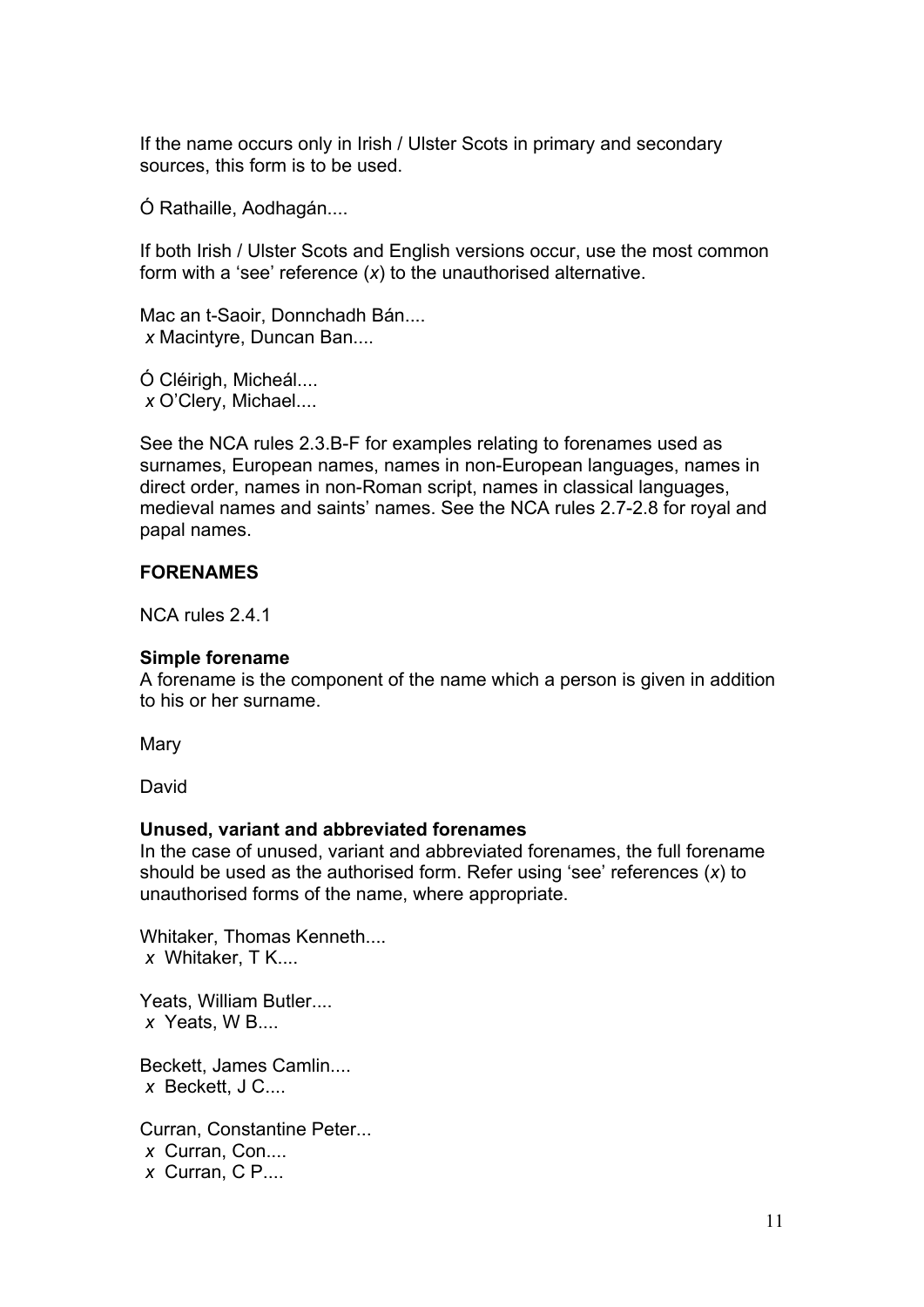If the name occurs only in Irish / Ulster Scots in primary and secondary sources, this form is to be used.

Ó Rathaille, Aodhagán....

If both Irish / Ulster Scots and English versions occur, use the most common form with a 'see' reference (*x*) to the unauthorised alternative.

Mac an t-Saoir, Donnchadh Bán....
*x* Macintyre, Duncan Ban....

Ó Cléirigh, Micheál....
*x* O'Clery, Michael....

See the NCA rules 2.3.B-F for examples relating to forenames used as surnames, European names, names in non-European languages, names in direct order, names in non-Roman script, names in classical languages, medieval names and saints' names. See the NCA rules 2.7-2.8 for royal and papal names.

**FORENAMES**

NCA rules 2.4.1

**Simple forename**
A forename is the component of the name which a person is given in addition to his or her surname.

Mary

David

**Unused, variant and abbreviated forenames**
In the case of unused, variant and abbreviated forenames, the full forename should be used as the authorised form. Refer using 'see' references (*x*) to unauthorised forms of the name, where appropriate.

Whitaker, Thomas Kenneth....
*x* Whitaker, T K....

Yeats, William Butler....
*x* Yeats, W B....

Beckett, James Camlin....
*x* Beckett, J C....

Curran, Constantine Peter...
*x* Curran, Con....
*x* Curran, C P....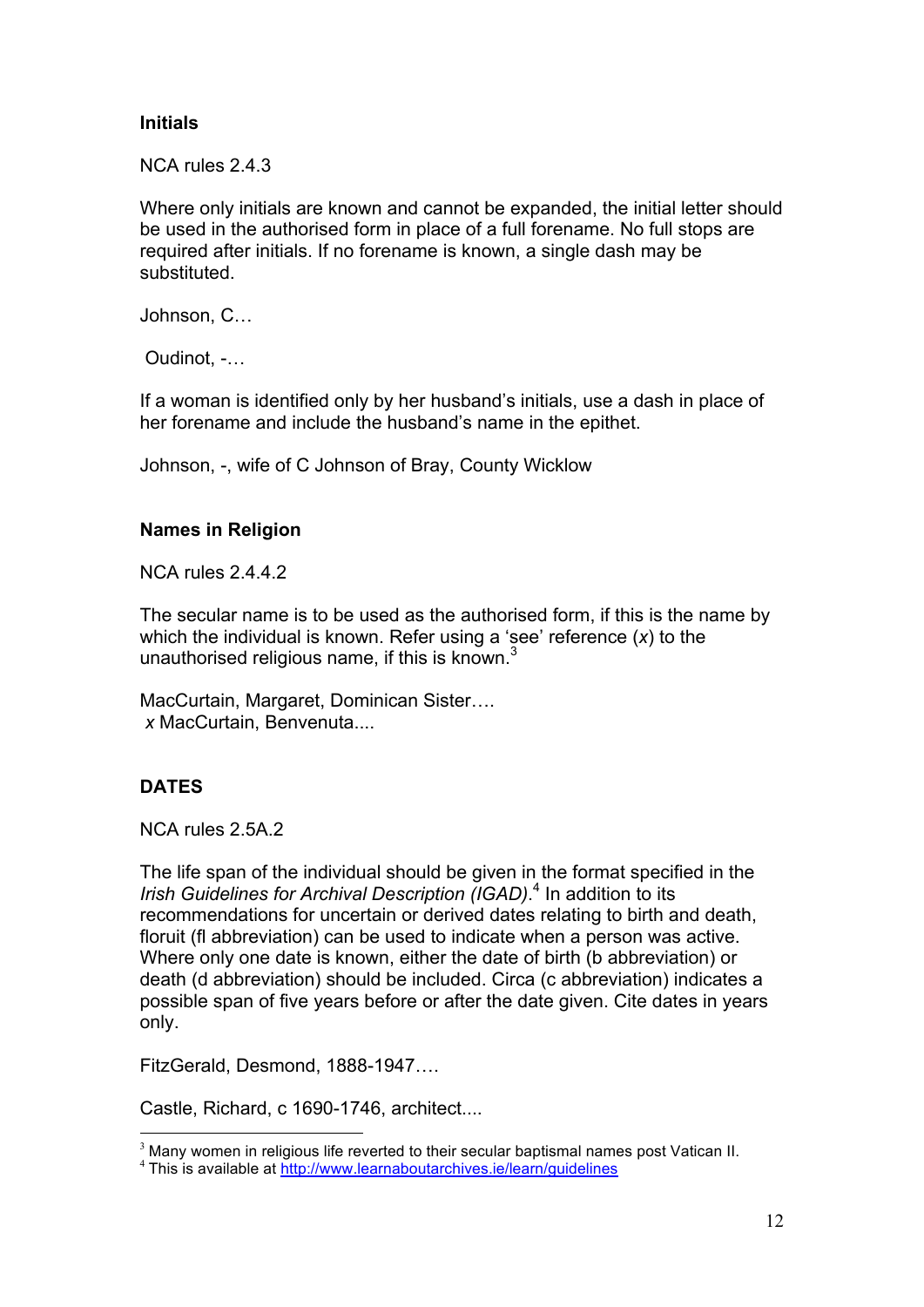### Initials

NCA rules 2.4.3

Where only initials are known and cannot be expanded, the initial letter should be used in the authorised form in place of a full forename. No full stops are required after initials. If no forename is known, a single dash may be substituted.

Johnson, C…

Oudinot, -…

If a woman is identified only by her husband's initials, use a dash in place of her forename and include the husband's name in the epithet.

Johnson, -, wife of C Johnson of Bray, County Wicklow

### Names in Religion

NCA rules 2.4.4.2

The secular name is to be used as the authorised form, if this is the name by which the individual is known. Refer using a 'see' reference (*x*) to the unauthorised religious name, if this is known.[3]

MacCurtain, Margaret, Dominican Sister….
*x* MacCurtain, Benvenuta....

## DATES

NCA rules 2.5A.2

The life span of the individual should be given in the format specified in the *Irish Guidelines for Archival Description (IGAD)*.[4] In addition to its recommendations for uncertain or derived dates relating to birth and death, floruit (fl abbreviation) can be used to indicate when a person was active. Where only one date is known, either the date of birth (b abbreviation) or death (d abbreviation) should be included. Circa (c abbreviation) indicates a possible span of five years before or after the date given. Cite dates in years only.

FitzGerald, Desmond, 1888-1947….

Castle, Richard, c 1690-1746, architect....

---

[3] Many women in religious life reverted to their secular baptismal names post Vatican II.

[4] This is available at http://www.learnaboutarchives.ie/learn/guidelines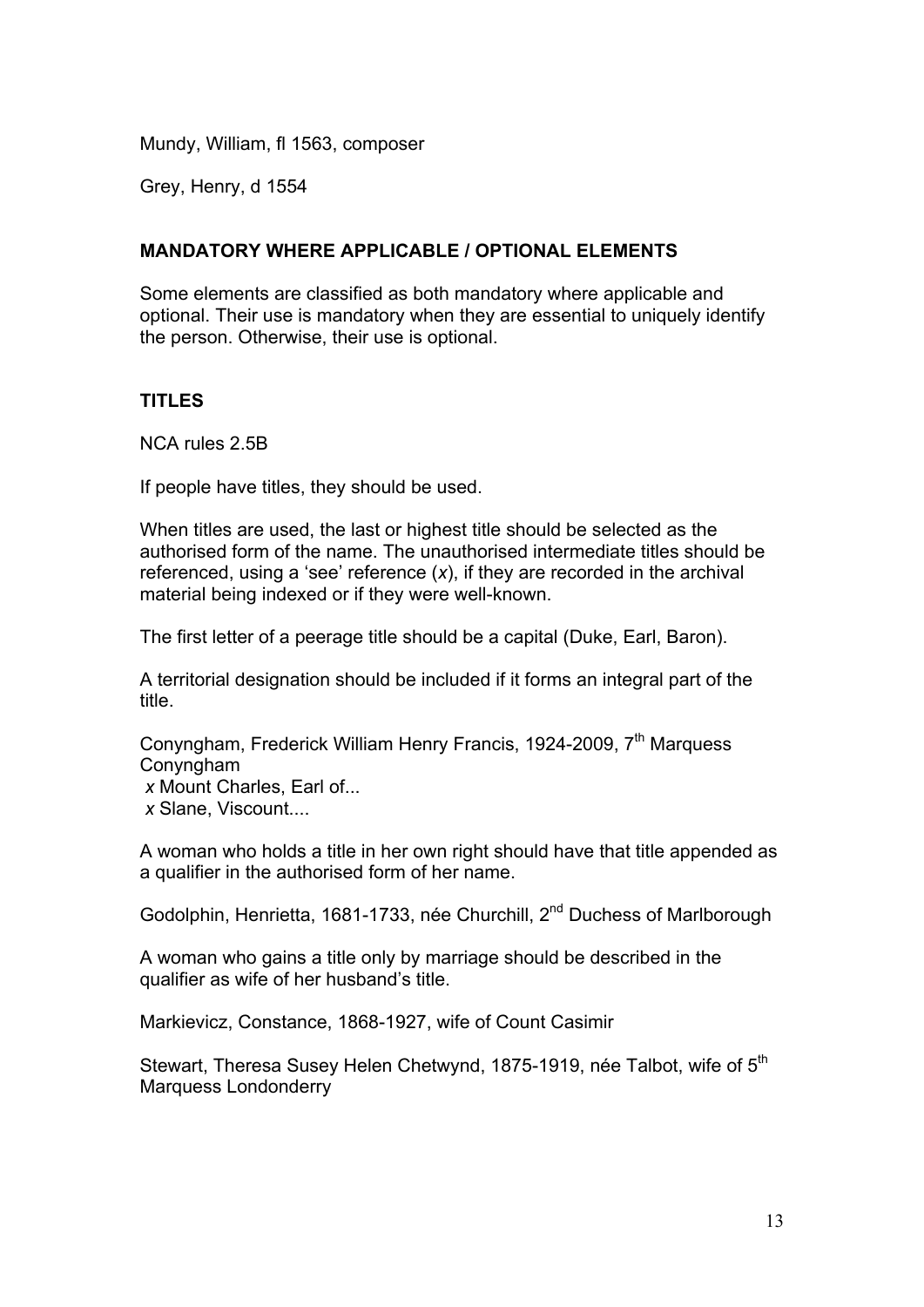Mundy, William, fl 1563, composer

Grey, Henry, d 1554

### MANDATORY WHERE APPLICABLE / OPTIONAL ELEMENTS

Some elements are classified as both mandatory where applicable and optional. Their use is mandatory when they are essential to uniquely identify the person. Otherwise, their use is optional.

### TITLES

NCA rules 2.5B

If people have titles, they should be used.

When titles are used, the last or highest title should be selected as the authorised form of the name. The unauthorised intermediate titles should be referenced, using a 'see' reference (*x*), if they are recorded in the archival material being indexed or if they were well-known.

The first letter of a peerage title should be a capital (Duke, Earl, Baron).

A territorial designation should be included if it forms an integral part of the title.

Conyngham, Frederick William Henry Francis, 1924-2009, 7th Marquess Conyngham  
*x* Mount Charles, Earl of...  
*x* Slane, Viscount....

A woman who holds a title in her own right should have that title appended as a qualifier in the authorised form of her name.

Godolphin, Henrietta, 1681-1733, née Churchill, 2nd Duchess of Marlborough

A woman who gains a title only by marriage should be described in the qualifier as wife of her husband's title.

Markievicz, Constance, 1868-1927, wife of Count Casimir

Stewart, Theresa Susey Helen Chetwynd, 1875-1919, née Talbot, wife of 5th Marquess Londonderry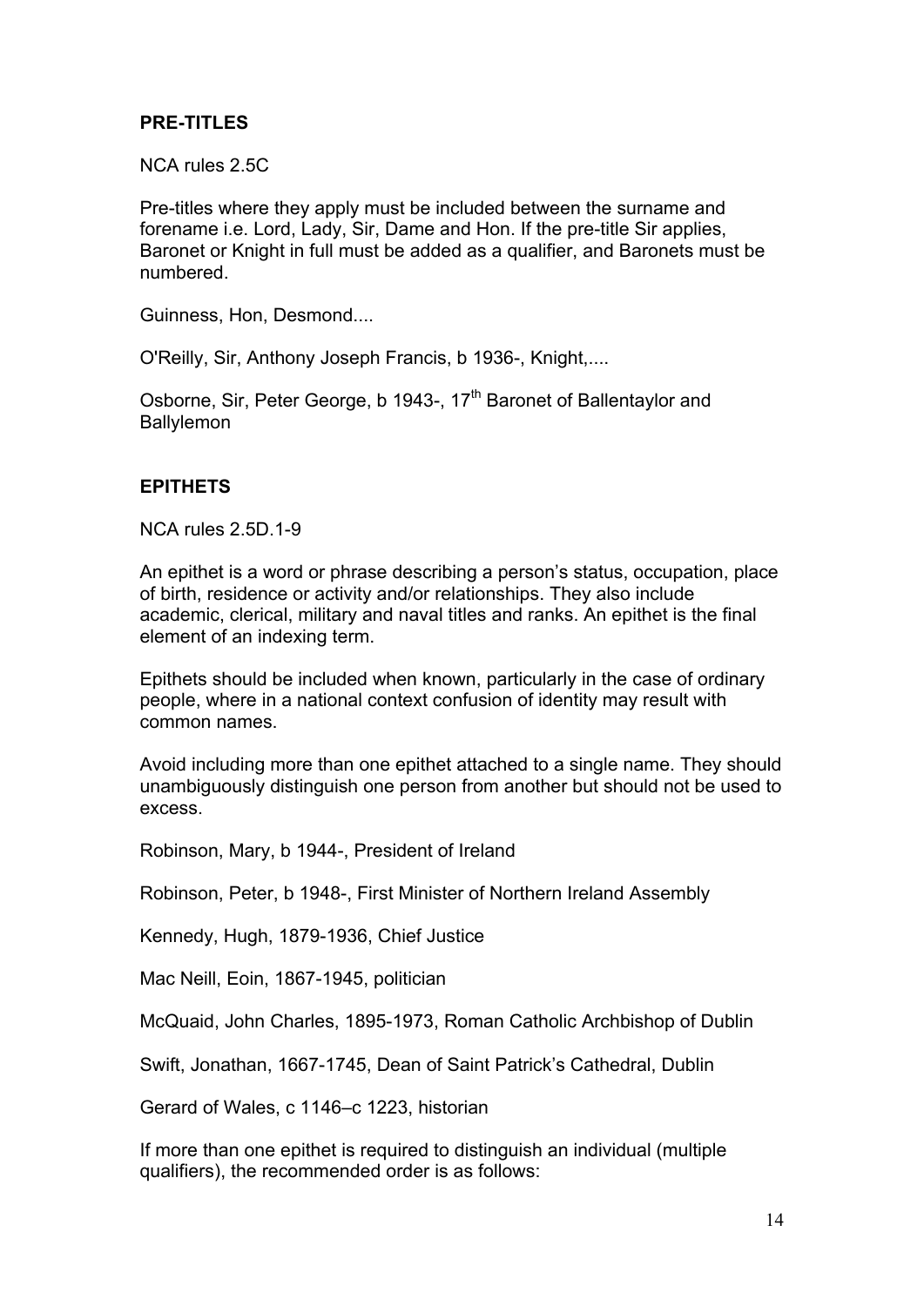## PRE-TITLES

NCA rules 2.5C

Pre-titles where they apply must be included between the surname and forename i.e. Lord, Lady, Sir, Dame and Hon. If the pre-title Sir applies, Baronet or Knight in full must be added as a qualifier, and Baronets must be numbered.

Guinness, Hon, Desmond....

O'Reilly, Sir, Anthony Joseph Francis, b 1936-, Knight,....

Osborne, Sir, Peter George, b 1943-, 17th Baronet of Ballentaylor and Ballylemon

## EPITHETS

NCA rules 2.5D.1-9

An epithet is a word or phrase describing a person's status, occupation, place of birth, residence or activity and/or relationships. They also include academic, clerical, military and naval titles and ranks. An epithet is the final element of an indexing term.

Epithets should be included when known, particularly in the case of ordinary people, where in a national context confusion of identity may result with common names.

Avoid including more than one epithet attached to a single name. They should unambiguously distinguish one person from another but should not be used to excess.

Robinson, Mary, b 1944-, President of Ireland

Robinson, Peter, b 1948-, First Minister of Northern Ireland Assembly

Kennedy, Hugh, 1879-1936, Chief Justice

Mac Neill, Eoin, 1867-1945, politician

McQuaid, John Charles, 1895-1973, Roman Catholic Archbishop of Dublin

Swift, Jonathan, 1667-1745, Dean of Saint Patrick's Cathedral, Dublin

Gerard of Wales, c 1146–c 1223, historian

If more than one epithet is required to distinguish an individual (multiple qualifiers), the recommended order is as follows: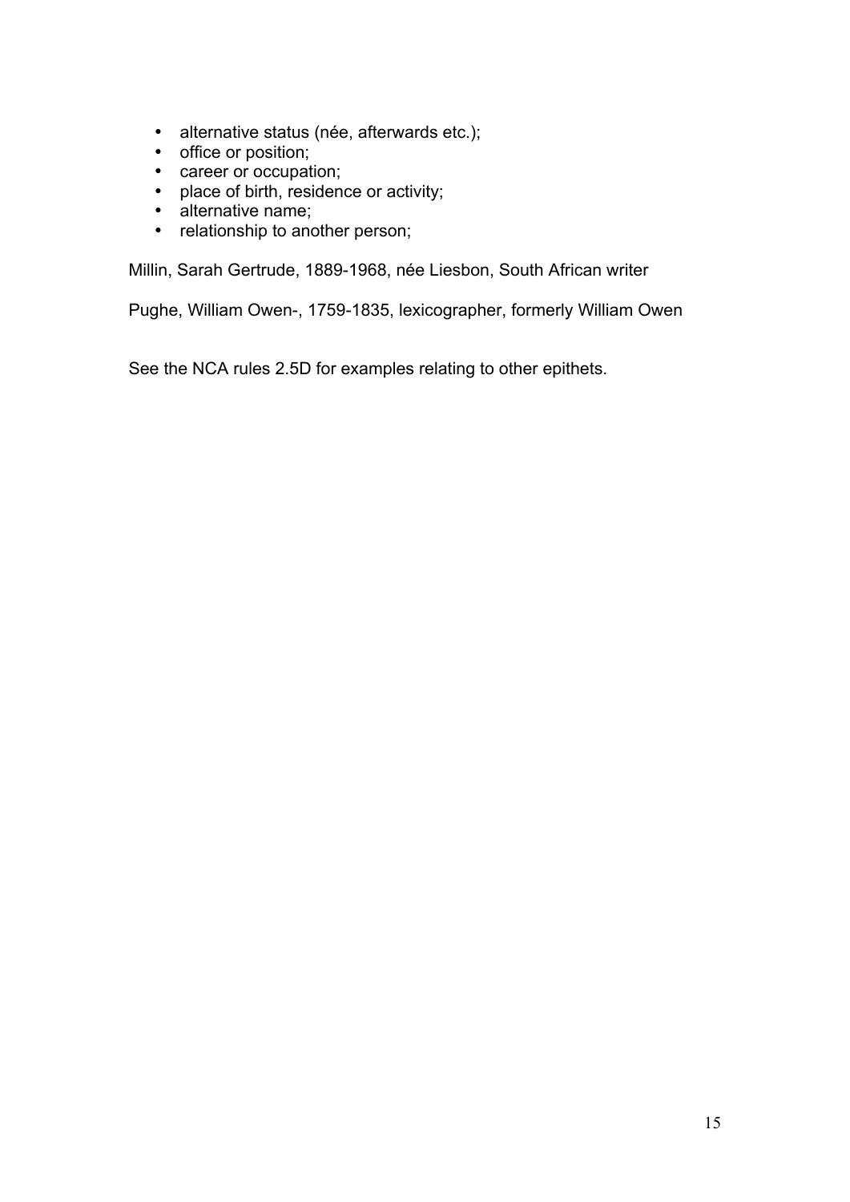- alternative status (née, afterwards etc.);
- office or position;
- career or occupation;
- place of birth, residence or activity;
- alternative name;
- relationship to another person;

Millin, Sarah Gertrude, 1889-1968, née Liesbon, South African writer

Pughe, William Owen-, 1759-1835, lexicographer, formerly William Owen

See the NCA rules 2.5D for examples relating to other epithets.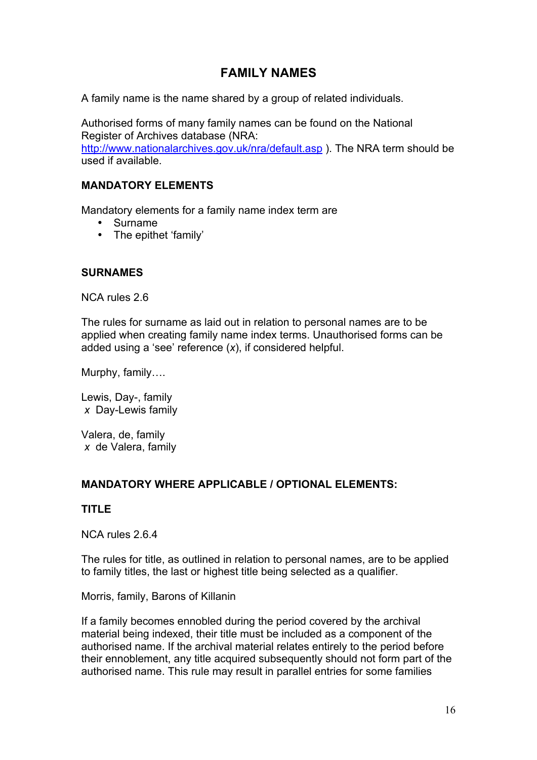# FAMILY NAMES

A family name is the name shared by a group of related individuals.

Authorised forms of many family names can be found on the National Register of Archives database (NRA: http://www.nationalarchives.gov.uk/nra/default.asp ). The NRA term should be used if available.

## MANDATORY ELEMENTS

Mandatory elements for a family name index term are

- Surname
- The epithet 'family'

## SURNAMES

NCA rules 2.6

The rules for surname as laid out in relation to personal names are to be applied when creating family name index terms. Unauthorised forms can be added using a 'see' reference (*x*), if considered helpful.

Murphy, family….

Lewis, Day-, family
*x* Day-Lewis family

Valera, de, family
*x* de Valera, family

## MANDATORY WHERE APPLICABLE / OPTIONAL ELEMENTS:

## TITLE

NCA rules 2.6.4

The rules for title, as outlined in relation to personal names, are to be applied to family titles, the last or highest title being selected as a qualifier.

Morris, family, Barons of Killanin

If a family becomes ennobled during the period covered by the archival material being indexed, their title must be included as a component of the authorised name. If the archival material relates entirely to the period before their ennoblement, any title acquired subsequently should not form part of the authorised name. This rule may result in parallel entries for some families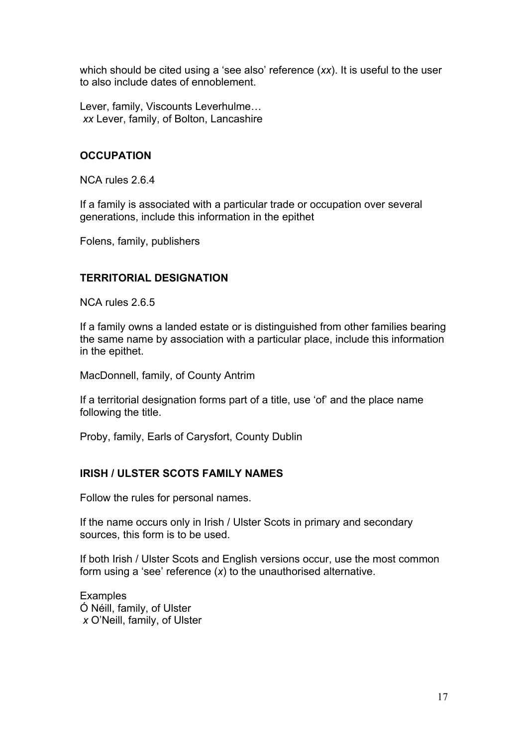which should be cited using a 'see also' reference (*xx*). It is useful to the user to also include dates of ennoblement.

Lever, family, Viscounts Leverhulme…
*xx* Lever, family, of Bolton, Lancashire

### OCCUPATION

NCA rules 2.6.4

If a family is associated with a particular trade or occupation over several generations, include this information in the epithet

Folens, family, publishers

### TERRITORIAL DESIGNATION

NCA rules 2.6.5

If a family owns a landed estate or is distinguished from other families bearing the same name by association with a particular place, include this information in the epithet.

MacDonnell, family, of County Antrim

If a territorial designation forms part of a title, use 'of' and the place name following the title.

Proby, family, Earls of Carysfort, County Dublin

### IRISH / ULSTER SCOTS FAMILY NAMES

Follow the rules for personal names.

If the name occurs only in Irish / Ulster Scots in primary and secondary sources, this form is to be used.

If both Irish / Ulster Scots and English versions occur, use the most common form using a 'see' reference (*x*) to the unauthorised alternative.

Examples
Ó Néill, family, of Ulster
*x* O'Neill, family, of Ulster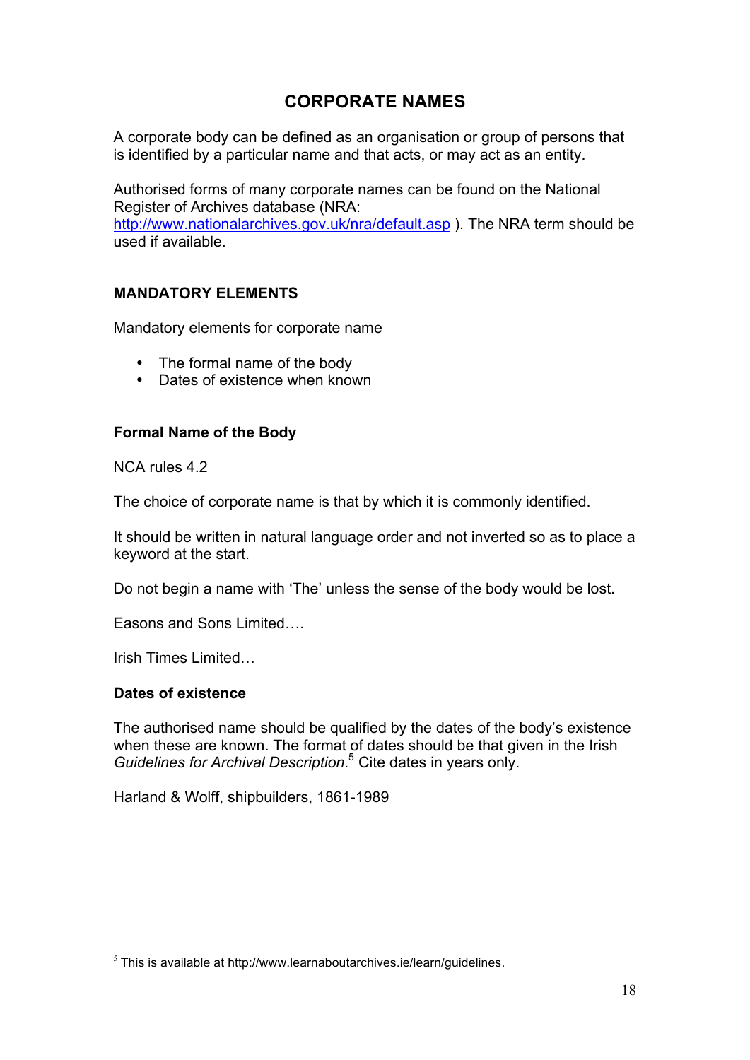## CORPORATE NAMES

A corporate body can be defined as an organisation or group of persons that is identified by a particular name and that acts, or may act as an entity.

Authorised forms of many corporate names can be found on the National Register of Archives database (NRA: http://www.nationalarchives.gov.uk/nra/default.asp ). The NRA term should be used if available.

### MANDATORY ELEMENTS

Mandatory elements for corporate name

- The formal name of the body
- Dates of existence when known

#### Formal Name of the Body

NCA rules 4.2

The choice of corporate name is that by which it is commonly identified.

It should be written in natural language order and not inverted so as to place a keyword at the start.

Do not begin a name with 'The' unless the sense of the body would be lost.

Easons and Sons Limited….

Irish Times Limited…

#### Dates of existence

The authorised name should be qualified by the dates of the body's existence when these are known. The format of dates should be that given in the Irish *Guidelines for Archival Description*.[5] Cite dates in years only.

Harland & Wolff, shipbuilders, 1861-1989

[5] This is available at http://www.learnaboutarchives.ie/learn/guidelines.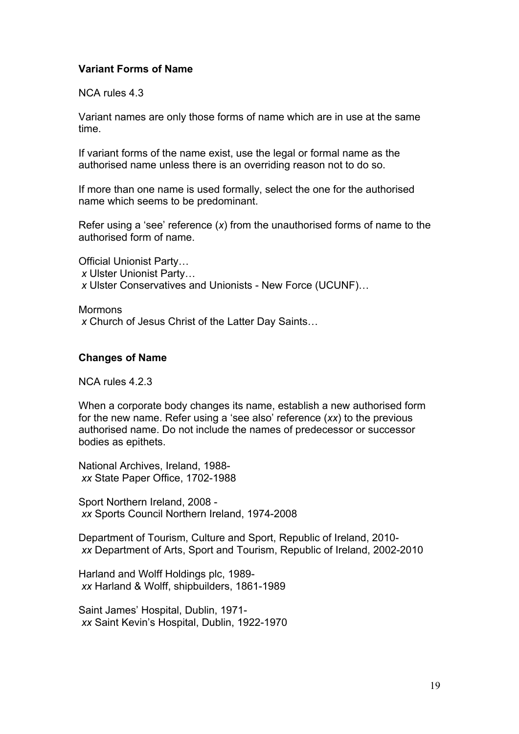**Variant Forms of Name**

NCA rules 4.3

Variant names are only those forms of name which are in use at the same time.

If variant forms of the name exist, use the legal or formal name as the authorised name unless there is an overriding reason not to do so.

If more than one name is used formally, select the one for the authorised name which seems to be predominant.

Refer using a 'see' reference (*x*) from the unauthorised forms of name to the authorised form of name.

Official Unionist Party…
*x* Ulster Unionist Party…
*x* Ulster Conservatives and Unionists - New Force (UCUNF)…

Mormons
*x* Church of Jesus Christ of the Latter Day Saints…

**Changes of Name**

NCA rules 4.2.3

When a corporate body changes its name, establish a new authorised form for the new name. Refer using a 'see also' reference (*xx*) to the previous authorised name. Do not include the names of predecessor or successor bodies as epithets.

National Archives, Ireland, 1988-
*xx* State Paper Office, 1702-1988

Sport Northern Ireland, 2008 -
*xx* Sports Council Northern Ireland, 1974-2008

Department of Tourism, Culture and Sport, Republic of Ireland, 2010-
*xx* Department of Arts, Sport and Tourism, Republic of Ireland, 2002-2010

Harland and Wolff Holdings plc, 1989-
*xx* Harland & Wolff, shipbuilders, 1861-1989

Saint James' Hospital, Dublin, 1971-
*xx* Saint Kevin's Hospital, Dublin, 1922-1970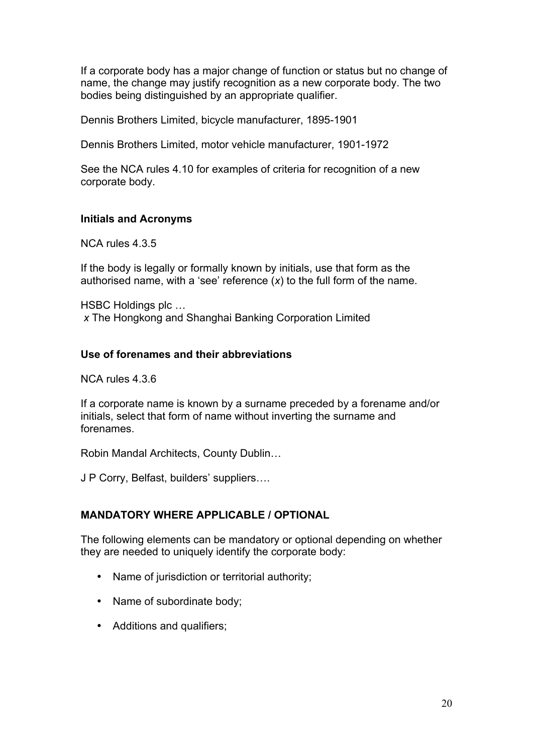If a corporate body has a major change of function or status but no change of name, the change may justify recognition as a new corporate body. The two bodies being distinguished by an appropriate qualifier.

Dennis Brothers Limited, bicycle manufacturer, 1895-1901

Dennis Brothers Limited, motor vehicle manufacturer, 1901-1972

See the NCA rules 4.10 for examples of criteria for recognition of a new corporate body.

### Initials and Acronyms

NCA rules 4.3.5

If the body is legally or formally known by initials, use that form as the authorised name, with a 'see' reference (*x*) to the full form of the name.

HSBC Holdings plc …
*x* The Hongkong and Shanghai Banking Corporation Limited

### Use of forenames and their abbreviations

NCA rules 4.3.6

If a corporate name is known by a surname preceded by a forename and/or initials, select that form of name without inverting the surname and forenames.

Robin Mandal Architects, County Dublin…

J P Corry, Belfast, builders' suppliers….

## MANDATORY WHERE APPLICABLE / OPTIONAL

The following elements can be mandatory or optional depending on whether they are needed to uniquely identify the corporate body:

- Name of jurisdiction or territorial authority;
- Name of subordinate body;
- Additions and qualifiers;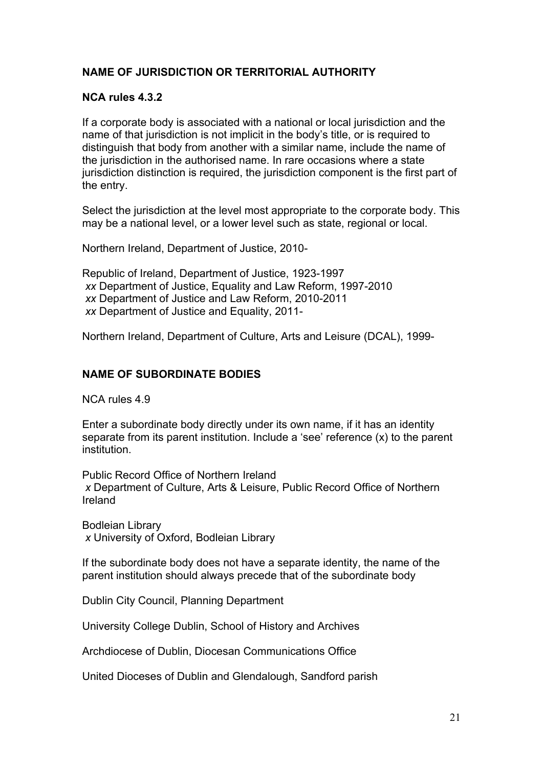**NAME OF JURISDICTION OR TERRITORIAL AUTHORITY**

**NCA rules 4.3.2**

If a corporate body is associated with a national or local jurisdiction and the name of that jurisdiction is not implicit in the body's title, or is required to distinguish that body from another with a similar name, include the name of the jurisdiction in the authorised name. In rare occasions where a state jurisdiction distinction is required, the jurisdiction component is the first part of the entry.

Select the jurisdiction at the level most appropriate to the corporate body. This may be a national level, or a lower level such as state, regional or local.

Northern Ireland, Department of Justice, 2010-

Republic of Ireland, Department of Justice, 1923-1997
*xx* Department of Justice, Equality and Law Reform, 1997-2010
*xx* Department of Justice and Law Reform, 2010-2011
*xx* Department of Justice and Equality, 2011-

Northern Ireland, Department of Culture, Arts and Leisure (DCAL), 1999-

**NAME OF SUBORDINATE BODIES**

NCA rules 4.9

Enter a subordinate body directly under its own name, if it has an identity separate from its parent institution. Include a 'see' reference (x) to the parent institution.

Public Record Office of Northern Ireland
*x* Department of Culture, Arts & Leisure, Public Record Office of Northern Ireland

Bodleian Library
*x* University of Oxford, Bodleian Library

If the subordinate body does not have a separate identity, the name of the parent institution should always precede that of the subordinate body

Dublin City Council, Planning Department

University College Dublin, School of History and Archives

Archdiocese of Dublin, Diocesan Communications Office

United Dioceses of Dublin and Glendalough, Sandford parish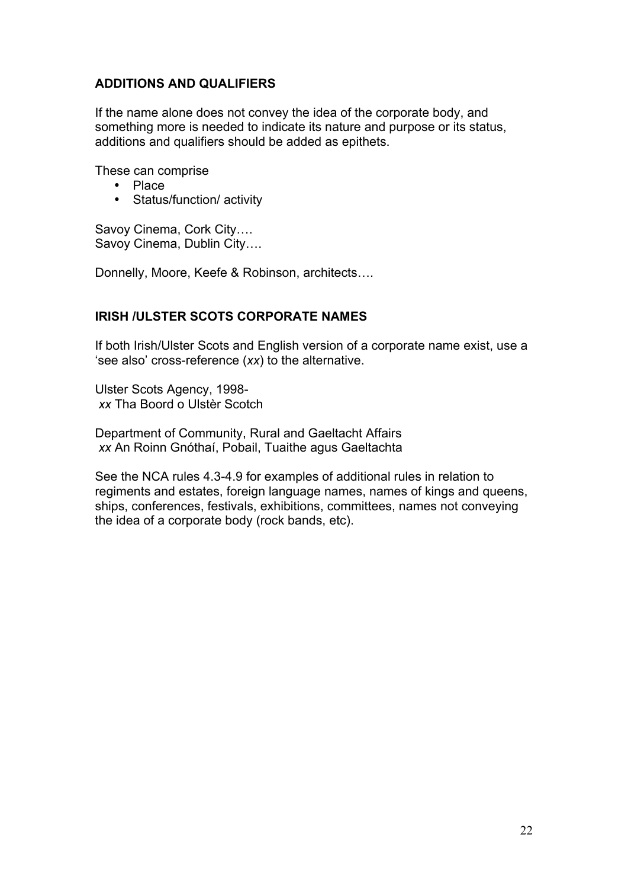## ADDITIONS AND QUALIFIERS

If the name alone does not convey the idea of the corporate body, and something more is needed to indicate its nature and purpose or its status, additions and qualifiers should be added as epithets.

These can comprise

- Place
- Status/function/ activity

Savoy Cinema, Cork City….
Savoy Cinema, Dublin City….

Donnelly, Moore, Keefe & Robinson, architects….

## IRISH /ULSTER SCOTS CORPORATE NAMES

If both Irish/Ulster Scots and English version of a corporate name exist, use a 'see also' cross-reference (*xx*) to the alternative.

Ulster Scots Agency, 1998-
*xx* Tha Boord o Ulstèr Scotch

Department of Community, Rural and Gaeltacht Affairs
*xx* An Roinn Gnóthaí, Pobail, Tuaithe agus Gaeltachta

See the NCA rules 4.3-4.9 for examples of additional rules in relation to regiments and estates, foreign language names, names of kings and queens, ships, conferences, festivals, exhibitions, committees, names not conveying the idea of a corporate body (rock bands, etc).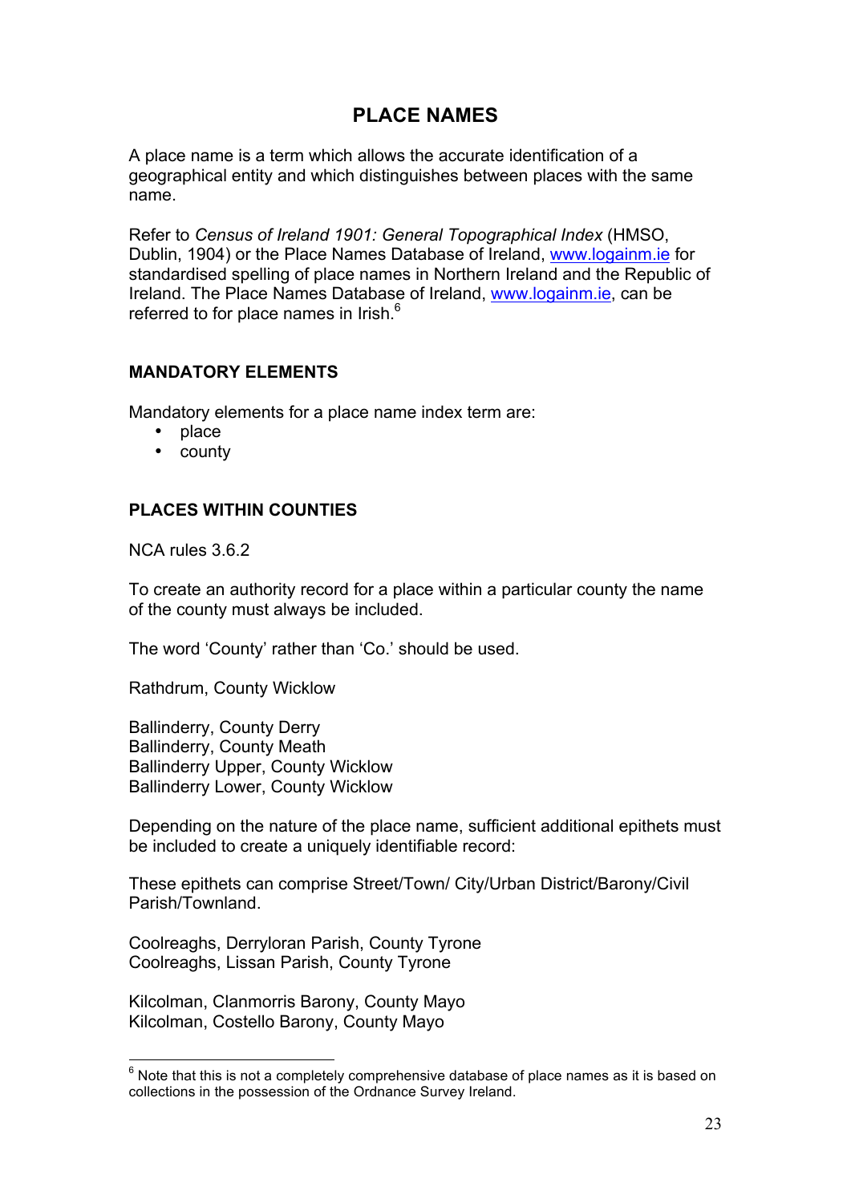# PLACE NAMES

A place name is a term which allows the accurate identification of a geographical entity and which distinguishes between places with the same name.

Refer to *Census of Ireland 1901: General Topographical Index* (HMSO, Dublin, 1904) or the Place Names Database of Ireland, www.logainm.ie for standardised spelling of place names in Northern Ireland and the Republic of Ireland. The Place Names Database of Ireland, www.logainm.ie, can be referred to for place names in Irish.[6]

## MANDATORY ELEMENTS

Mandatory elements for a place name index term are:

- place
- county

## PLACES WITHIN COUNTIES

NCA rules 3.6.2

To create an authority record for a place within a particular county the name of the county must always be included.

The word 'County' rather than 'Co.' should be used.

Rathdrum, County Wicklow

Ballinderry, County Derry
Ballinderry, County Meath
Ballinderry Upper, County Wicklow
Ballinderry Lower, County Wicklow

Depending on the nature of the place name, sufficient additional epithets must be included to create a uniquely identifiable record:

These epithets can comprise Street/Town/ City/Urban District/Barony/Civil Parish/Townland.

Coolreaghs, Derryloran Parish, County Tyrone
Coolreaghs, Lissan Parish, County Tyrone

Kilcolman, Clanmorris Barony, County Mayo
Kilcolman, Costello Barony, County Mayo

---

[6] Note that this is not a completely comprehensive database of place names as it is based on collections in the possession of the Ordnance Survey Ireland.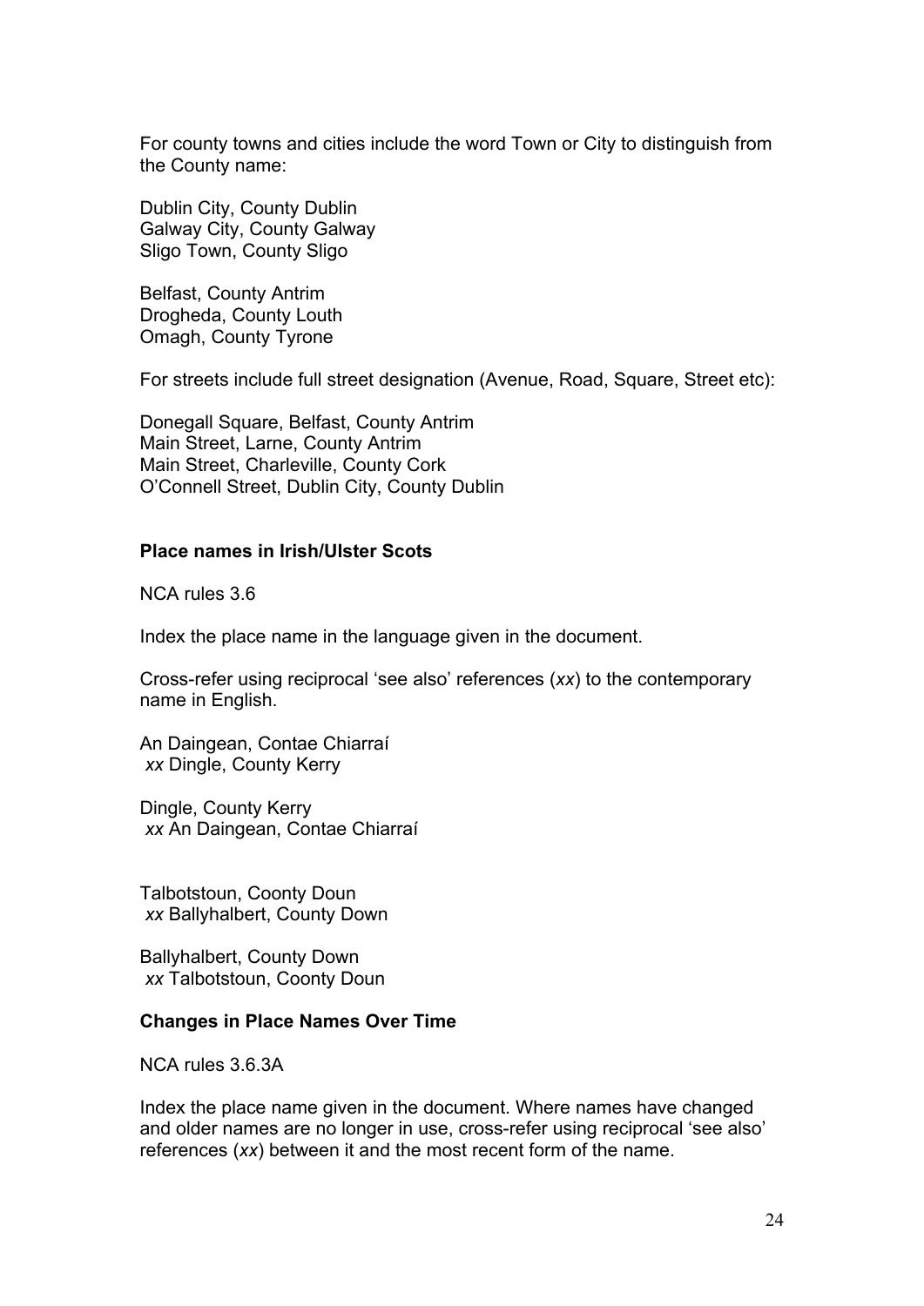For county towns and cities include the word Town or City to distinguish from the County name:

Dublin City, County Dublin  
Galway City, County Galway  
Sligo Town, County Sligo

Belfast, County Antrim  
Drogheda, County Louth  
Omagh, County Tyrone

For streets include full street designation (Avenue, Road, Square, Street etc):

Donegall Square, Belfast, County Antrim  
Main Street, Larne, County Antrim  
Main Street, Charleville, County Cork  
O'Connell Street, Dublin City, County Dublin

**Place names in Irish/Ulster Scots**

NCA rules 3.6

Index the place name in the language given in the document.

Cross-refer using reciprocal 'see also' references (*xx*) to the contemporary name in English.

An Daingean, Contae Chiarraí  
*xx* Dingle, County Kerry

Dingle, County Kerry  
*xx* An Daingean, Contae Chiarraí

Talbotstoun, Coonty Doun  
*xx* Ballyhalbert, County Down

Ballyhalbert, County Down  
*xx* Talbotstoun, Coonty Doun

**Changes in Place Names Over Time**

NCA rules 3.6.3A

Index the place name given in the document. Where names have changed and older names are no longer in use, cross-refer using reciprocal 'see also' references (*xx*) between it and the most recent form of the name.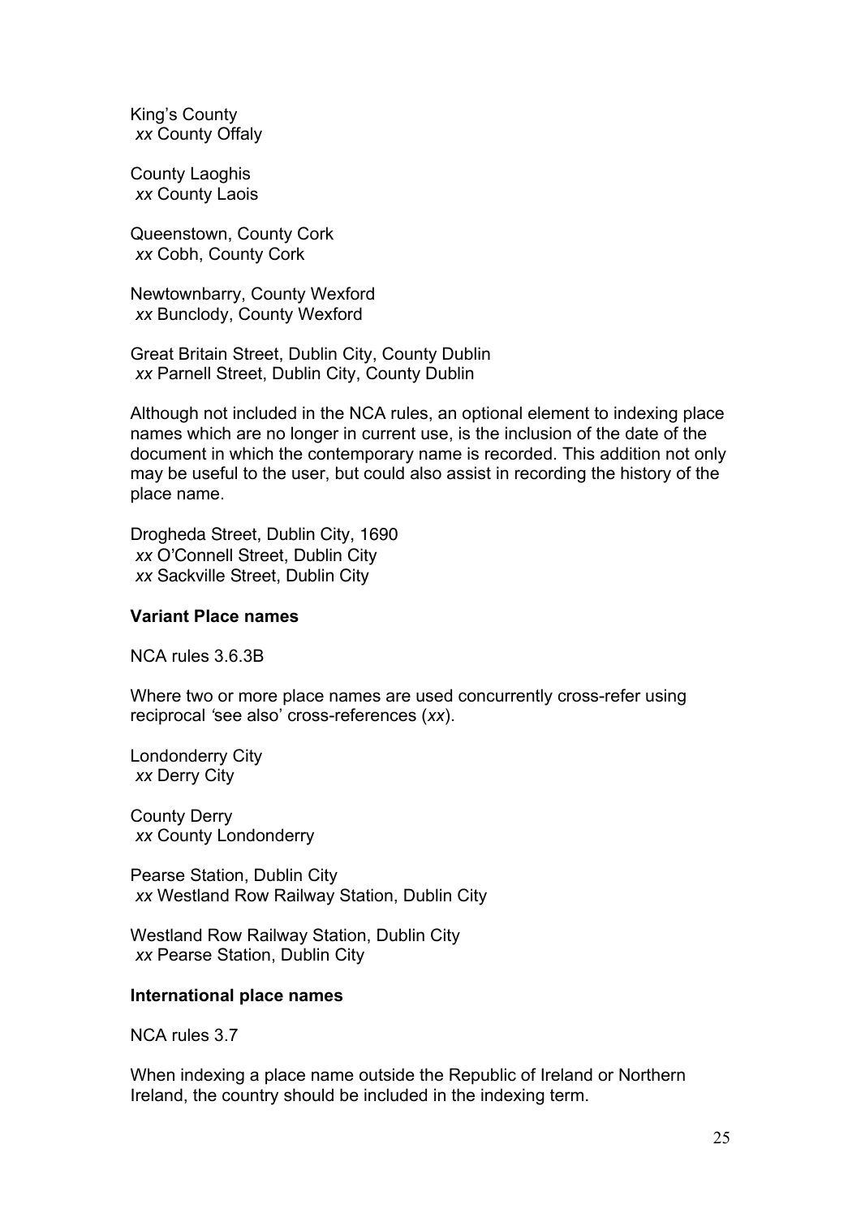King's County
 *xx* County Offaly

County Laoghis
 *xx* County Laois

Queenstown, County Cork
 *xx* Cobh, County Cork

Newtownbarry, County Wexford
 *xx* Bunclody, County Wexford

Great Britain Street, Dublin City, County Dublin
 *xx* Parnell Street, Dublin City, County Dublin

Although not included in the NCA rules, an optional element to indexing place names which are no longer in current use, is the inclusion of the date of the document in which the contemporary name is recorded. This addition not only may be useful to the user, but could also assist in recording the history of the place name.

Drogheda Street, Dublin City, 1690
 *xx* O'Connell Street, Dublin City
 *xx* Sackville Street, Dublin City

**Variant Place names**

NCA rules 3.6.3B

Where two or more place names are used concurrently cross-refer using reciprocal 'see also' cross-references (*xx*).

Londonderry City
 *xx* Derry City

County Derry
 *xx* County Londonderry

Pearse Station, Dublin City
 *xx* Westland Row Railway Station, Dublin City

Westland Row Railway Station, Dublin City
 *xx* Pearse Station, Dublin City

**International place names**

NCA rules 3.7

When indexing a place name outside the Republic of Ireland or Northern Ireland, the country should be included in the indexing term.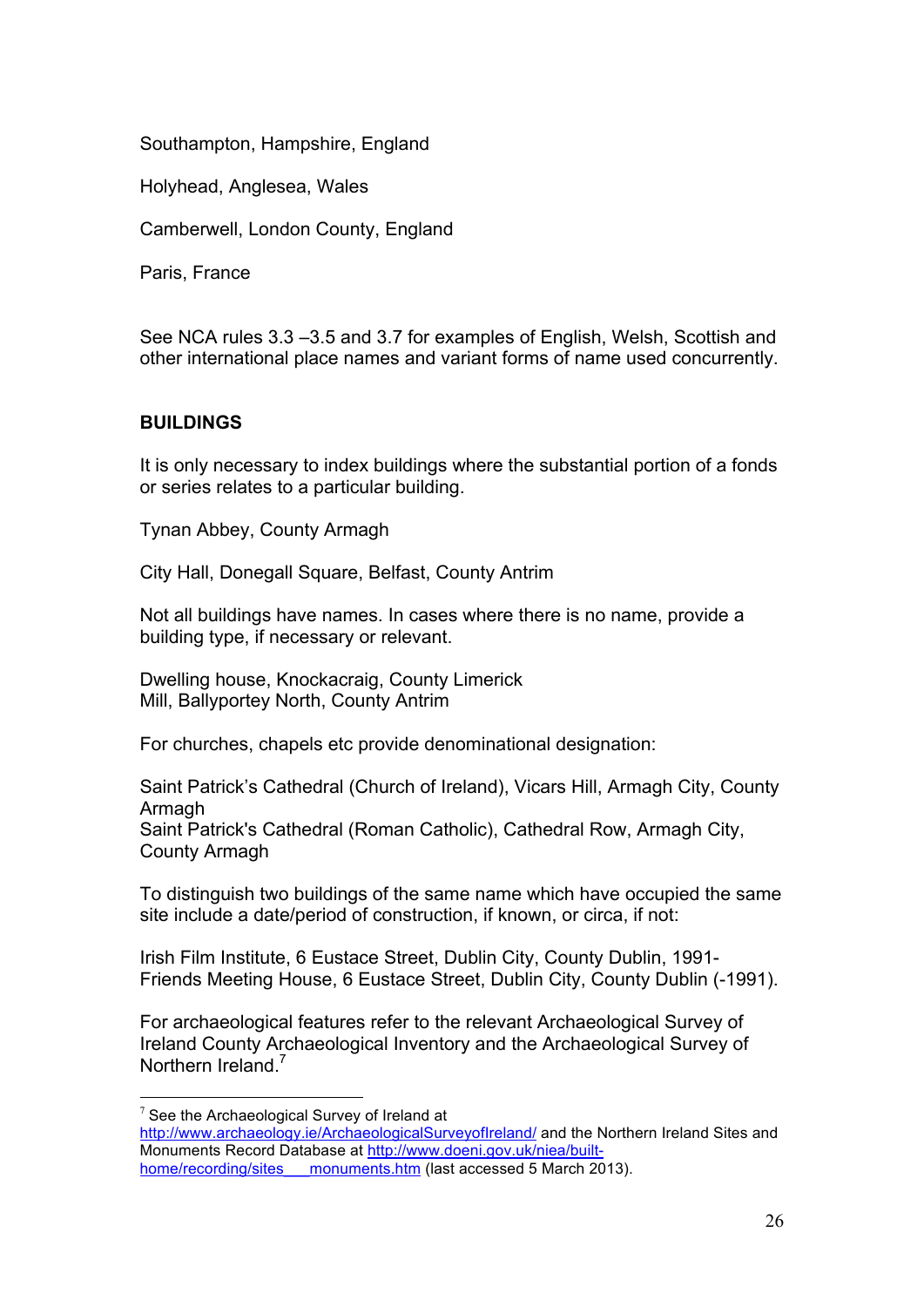Southampton, Hampshire, England

Holyhead, Anglesea, Wales

Camberwell, London County, England

Paris, France

See NCA rules 3.3 –3.5 and 3.7 for examples of English, Welsh, Scottish and other international place names and variant forms of name used concurrently.

**BUILDINGS**

It is only necessary to index buildings where the substantial portion of a fonds or series relates to a particular building.

Tynan Abbey, County Armagh

City Hall, Donegall Square, Belfast, County Antrim

Not all buildings have names. In cases where there is no name, provide a building type, if necessary or relevant.

Dwelling house, Knockacraig, County Limerick
Mill, Ballyportey North, County Antrim

For churches, chapels etc provide denominational designation:

Saint Patrick's Cathedral (Church of Ireland), Vicars Hill, Armagh City, County Armagh
Saint Patrick's Cathedral (Roman Catholic), Cathedral Row, Armagh City, County Armagh

To distinguish two buildings of the same name which have occupied the same site include a date/period of construction, if known, or circa, if not:

Irish Film Institute, 6 Eustace Street, Dublin City, County Dublin, 1991-
Friends Meeting House, 6 Eustace Street, Dublin City, County Dublin (-1991).

For archaeological features refer to the relevant Archaeological Survey of Ireland County Archaeological Inventory and the Archaeological Survey of Northern Ireland.[7]

---

[7] See the Archaeological Survey of Ireland at http://www.archaeology.ie/ArchaeologicalSurveyofIreland/ and the Northern Ireland Sites and Monuments Record Database at http://www.doeni.gov.uk/niea/built-home/recording/sites___monuments.htm (last accessed 5 March 2013).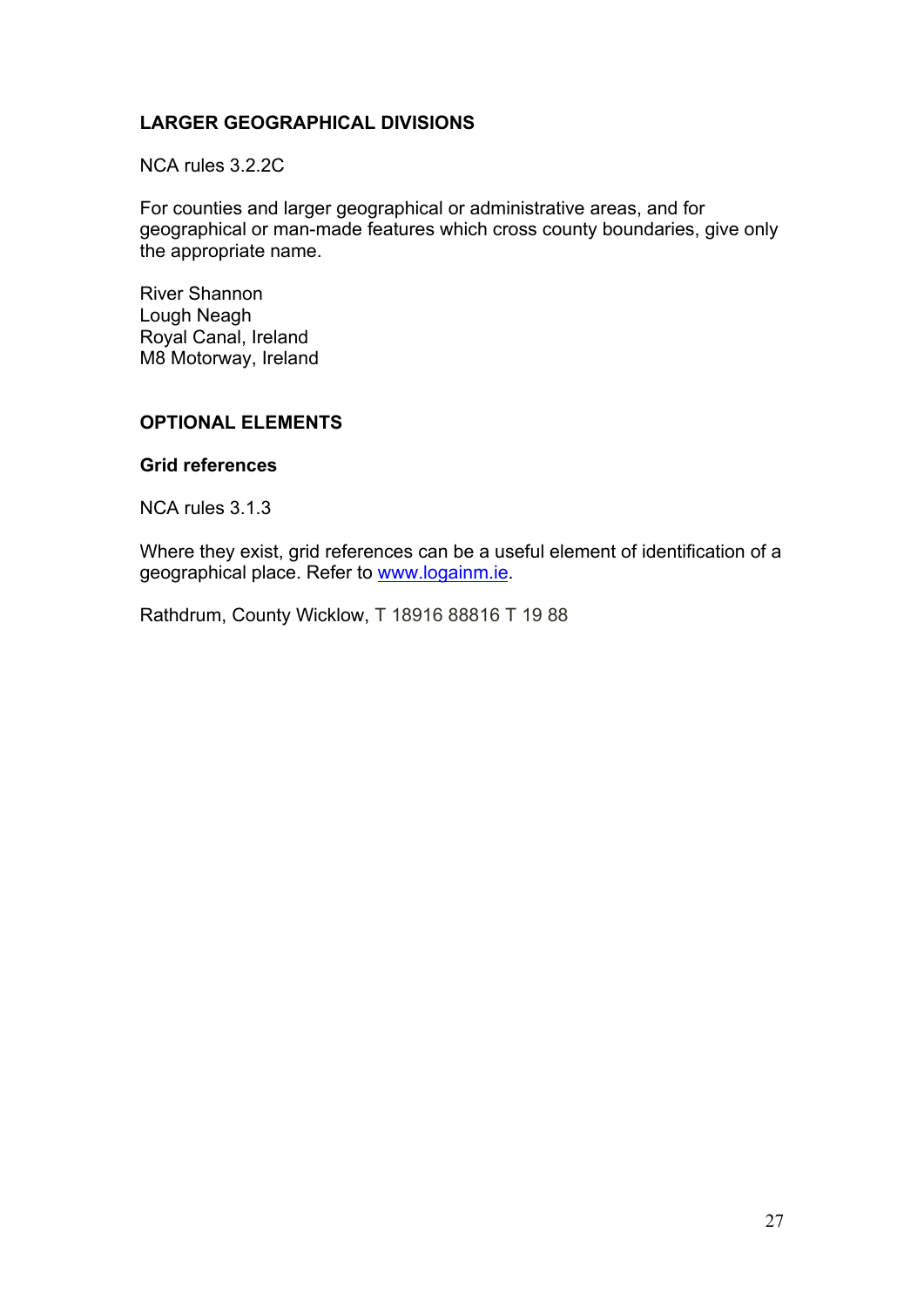## LARGER GEOGRAPHICAL DIVISIONS

NCA rules 3.2.2C

For counties and larger geographical or administrative areas, and for geographical or man-made features which cross county boundaries, give only the appropriate name.

River Shannon
Lough Neagh
Royal Canal, Ireland
M8 Motorway, Ireland

## OPTIONAL ELEMENTS

### Grid references

NCA rules 3.1.3

Where they exist, grid references can be a useful element of identification of a geographical place. Refer to [www.logainm.ie](http://www.logainm.ie).

Rathdrum, County Wicklow, T 18916 88816 T 19 88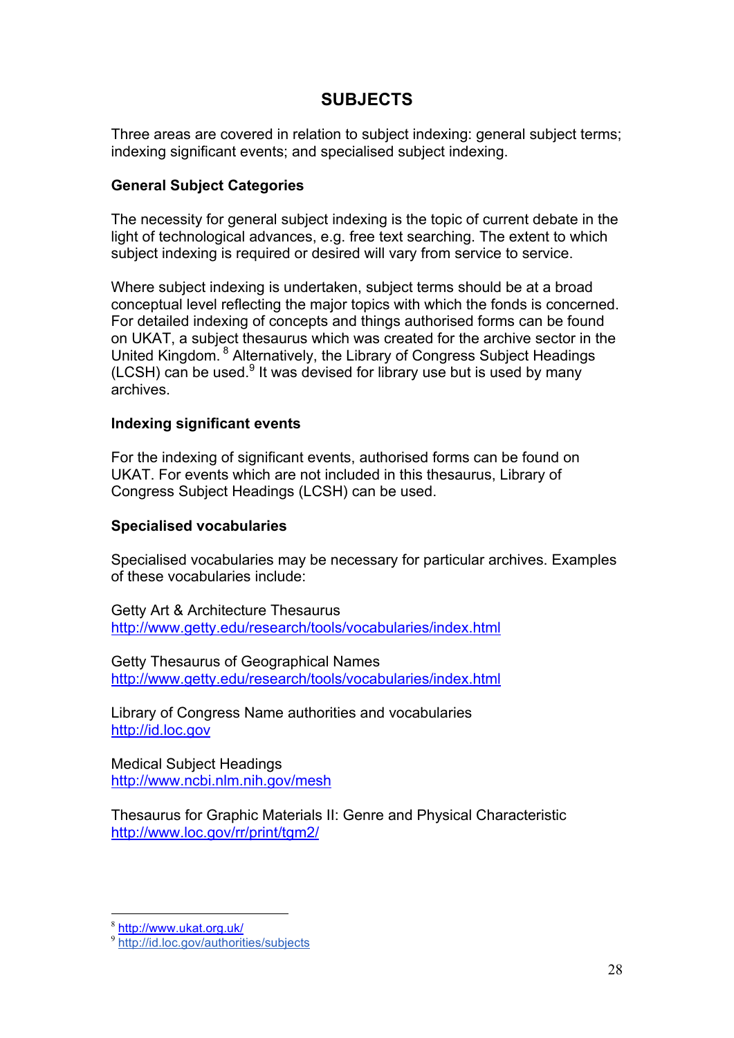# SUBJECTS

Three areas are covered in relation to subject indexing: general subject terms; indexing significant events; and specialised subject indexing.

### General Subject Categories

The necessity for general subject indexing is the topic of current debate in the light of technological advances, e.g. free text searching. The extent to which subject indexing is required or desired will vary from service to service.

Where subject indexing is undertaken, subject terms should be at a broad conceptual level reflecting the major topics with which the fonds is concerned. For detailed indexing of concepts and things authorised forms can be found on UKAT, a subject thesaurus which was created for the archive sector in the United Kingdom. [8] Alternatively, the Library of Congress Subject Headings (LCSH) can be used.[9] It was devised for library use but is used by many archives.

### Indexing significant events

For the indexing of significant events, authorised forms can be found on UKAT. For events which are not included in this thesaurus, Library of Congress Subject Headings (LCSH) can be used.

### Specialised vocabularies

Specialised vocabularies may be necessary for particular archives. Examples of these vocabularies include:

Getty Art & Architecture Thesaurus
http://www.getty.edu/research/tools/vocabularies/index.html

Getty Thesaurus of Geographical Names
http://www.getty.edu/research/tools/vocabularies/index.html

Library of Congress Name authorities and vocabularies
http://id.loc.gov

Medical Subject Headings
http://www.ncbi.nlm.nih.gov/mesh

Thesaurus for Graphic Materials II: Genre and Physical Characteristic
http://www.loc.gov/rr/print/tgm2/

---

[8] http://www.ukat.org.uk/

[9] http://id.loc.gov/authorities/subjects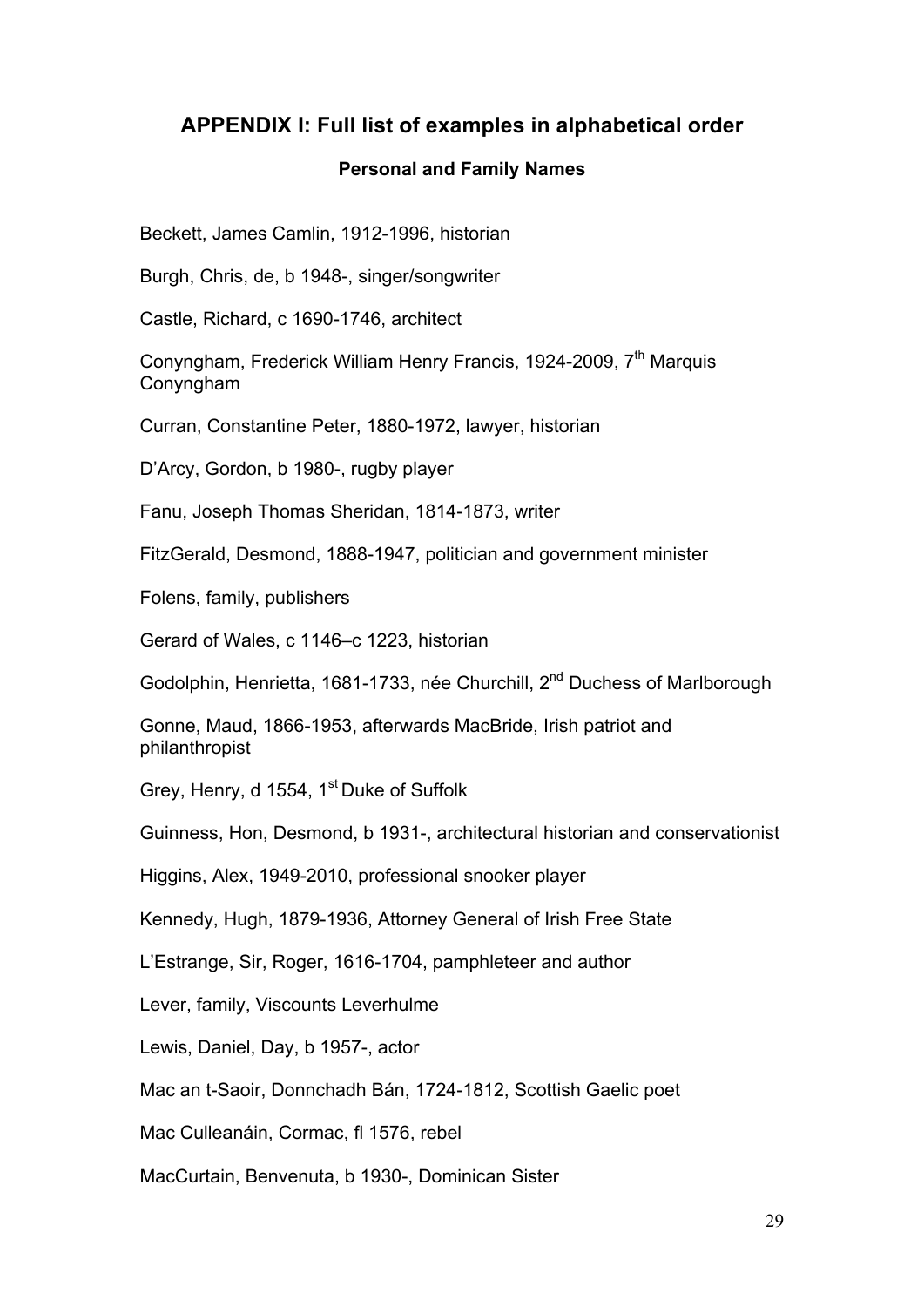## APPENDIX I: Full list of examples in alphabetical order

### Personal and Family Names

Beckett, James Camlin, 1912-1996, historian

Burgh, Chris, de, b 1948-, singer/songwriter

Castle, Richard, c 1690-1746, architect

Conyngham, Frederick William Henry Francis, 1924-2009, 7th Marquis Conyngham

Curran, Constantine Peter, 1880-1972, lawyer, historian

D'Arcy, Gordon, b 1980-, rugby player

Fanu, Joseph Thomas Sheridan, 1814-1873, writer

FitzGerald, Desmond, 1888-1947, politician and government minister

Folens, family, publishers

Gerard of Wales, c 1146–c 1223, historian

Godolphin, Henrietta, 1681-1733, née Churchill, 2nd Duchess of Marlborough

Gonne, Maud, 1866-1953, afterwards MacBride, Irish patriot and philanthropist

Grey, Henry, d 1554, 1st Duke of Suffolk

Guinness, Hon, Desmond, b 1931-, architectural historian and conservationist

Higgins, Alex, 1949-2010, professional snooker player

Kennedy, Hugh, 1879-1936, Attorney General of Irish Free State

L'Estrange, Sir, Roger, 1616-1704, pamphleteer and author

Lever, family, Viscounts Leverhulme

Lewis, Daniel, Day, b 1957-, actor

Mac an t-Saoir, Donnchadh Bán, 1724-1812, Scottish Gaelic poet

Mac Culleanáin, Cormac, fl 1576, rebel

MacCurtain, Benvenuta, b 1930-, Dominican Sister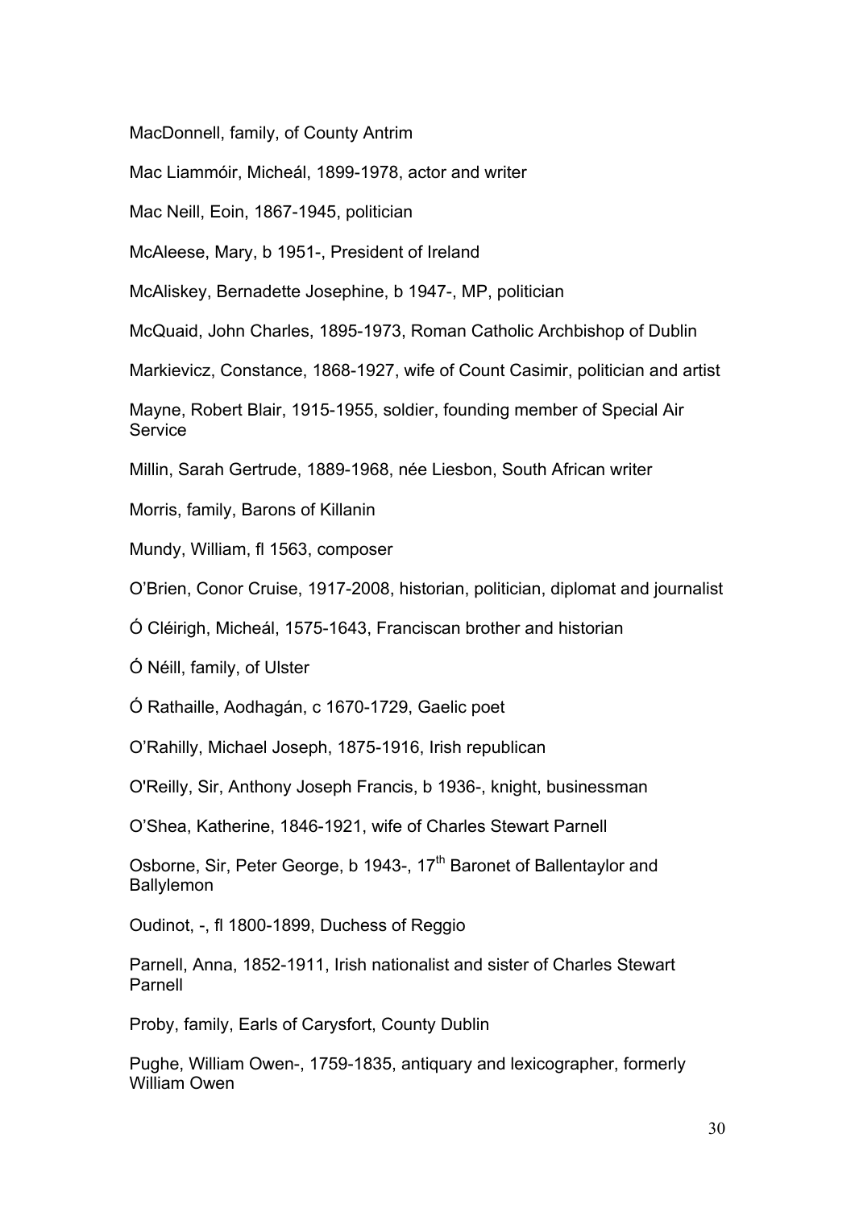MacDonnell, family, of County Antrim

Mac Liammóir, Micheál, 1899-1978, actor and writer

Mac Neill, Eoin, 1867-1945, politician

McAleese, Mary, b 1951-, President of Ireland

McAliskey, Bernadette Josephine, b 1947-, MP, politician

McQuaid, John Charles, 1895-1973, Roman Catholic Archbishop of Dublin

Markievicz, Constance, 1868-1927, wife of Count Casimir, politician and artist

Mayne, Robert Blair, 1915-1955, soldier, founding member of Special Air Service

Millin, Sarah Gertrude, 1889-1968, née Liesbon, South African writer

Morris, family, Barons of Killanin

Mundy, William, fl 1563, composer

O'Brien, Conor Cruise, 1917-2008, historian, politician, diplomat and journalist

Ó Cléirigh, Micheál, 1575-1643, Franciscan brother and historian

Ó Néill, family, of Ulster

Ó Rathaille, Aodhagán, c 1670-1729, Gaelic poet

O'Rahilly, Michael Joseph, 1875-1916, Irish republican

O'Reilly, Sir, Anthony Joseph Francis, b 1936-, knight, businessman

O'Shea, Katherine, 1846-1921, wife of Charles Stewart Parnell

Osborne, Sir, Peter George, b 1943-, 17th Baronet of Ballentaylor and Ballylemon

Oudinot, -, fl 1800-1899, Duchess of Reggio

Parnell, Anna, 1852-1911, Irish nationalist and sister of Charles Stewart Parnell

Proby, family, Earls of Carysfort, County Dublin

Pughe, William Owen-, 1759-1835, antiquary and lexicographer, formerly William Owen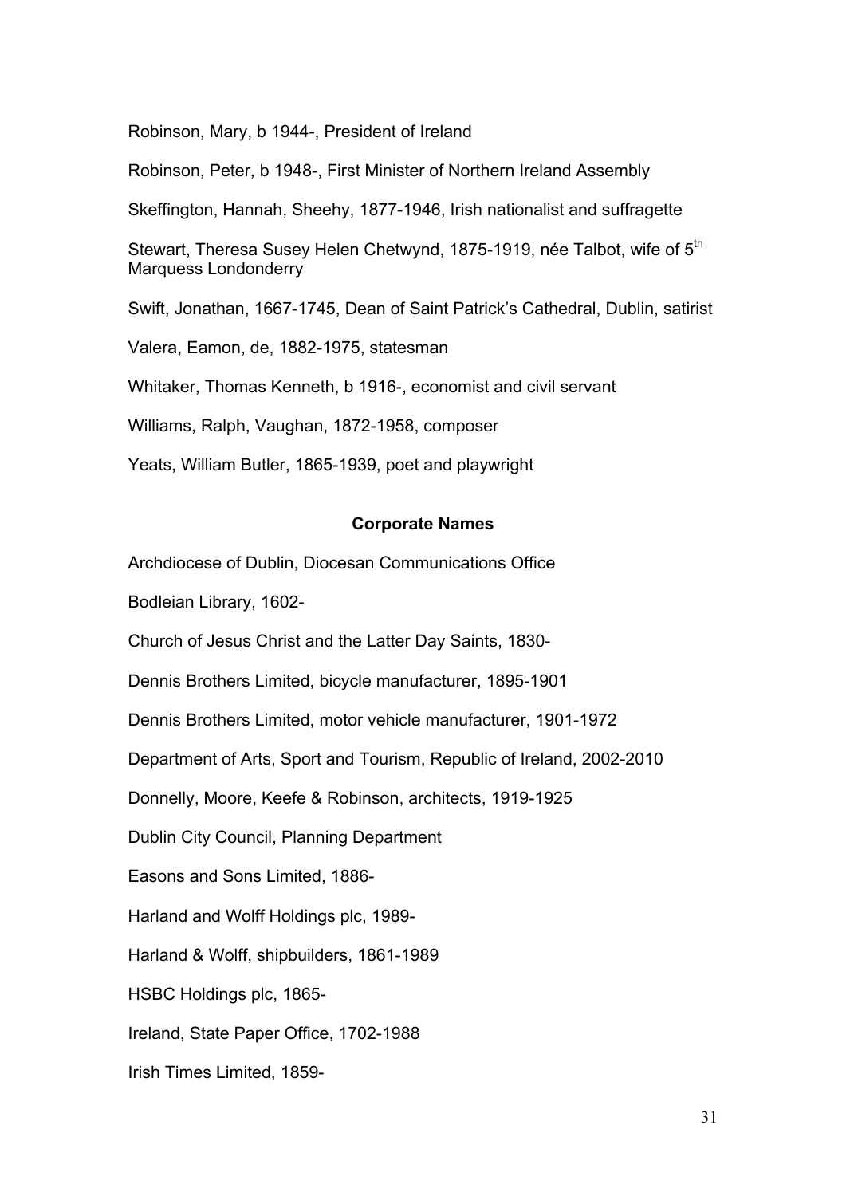Robinson, Mary, b 1944-, President of Ireland

Robinson, Peter, b 1948-, First Minister of Northern Ireland Assembly

Skeffington, Hannah, Sheehy, 1877-1946, Irish nationalist and suffragette

Stewart, Theresa Susey Helen Chetwynd, 1875-1919, née Talbot, wife of 5th Marquess Londonderry

Swift, Jonathan, 1667-1745, Dean of Saint Patrick's Cathedral, Dublin, satirist

Valera, Eamon, de, 1882-1975, statesman

Whitaker, Thomas Kenneth, b 1916-, economist and civil servant

Williams, Ralph, Vaughan, 1872-1958, composer

Yeats, William Butler, 1865-1939, poet and playwright

**Corporate Names**

Archdiocese of Dublin, Diocesan Communications Office

Bodleian Library, 1602-

Church of Jesus Christ and the Latter Day Saints, 1830-

Dennis Brothers Limited, bicycle manufacturer, 1895-1901

Dennis Brothers Limited, motor vehicle manufacturer, 1901-1972

Department of Arts, Sport and Tourism, Republic of Ireland, 2002-2010

Donnelly, Moore, Keefe & Robinson, architects, 1919-1925

Dublin City Council, Planning Department

Easons and Sons Limited, 1886-

Harland and Wolff Holdings plc, 1989-

Harland & Wolff, shipbuilders, 1861-1989

HSBC Holdings plc, 1865-

Ireland, State Paper Office, 1702-1988

Irish Times Limited, 1859-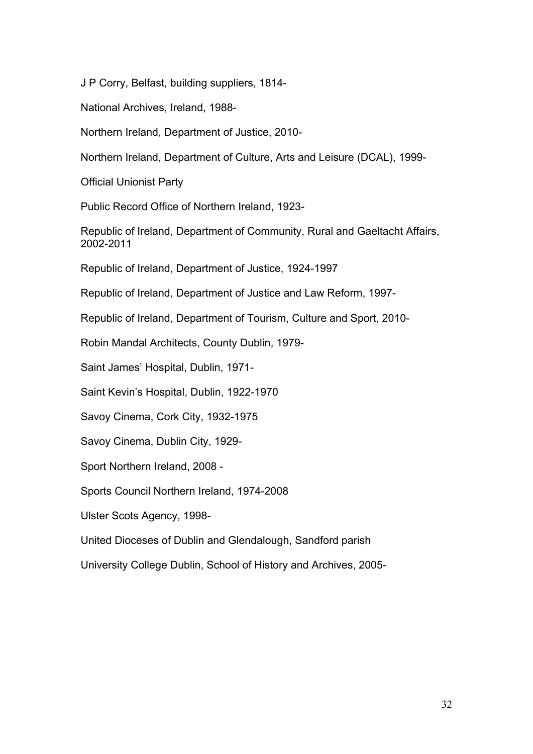J P Corry, Belfast, building suppliers, 1814-

National Archives, Ireland, 1988-

Northern Ireland, Department of Justice, 2010-

Northern Ireland, Department of Culture, Arts and Leisure (DCAL), 1999-

Official Unionist Party

Public Record Office of Northern Ireland, 1923-

Republic of Ireland, Department of Community, Rural and Gaeltacht Affairs, 2002-2011

Republic of Ireland, Department of Justice, 1924-1997

Republic of Ireland, Department of Justice and Law Reform, 1997-

Republic of Ireland, Department of Tourism, Culture and Sport, 2010-

Robin Mandal Architects, County Dublin, 1979-

Saint James' Hospital, Dublin, 1971-

Saint Kevin's Hospital, Dublin, 1922-1970

Savoy Cinema, Cork City, 1932-1975

Savoy Cinema, Dublin City, 1929-

Sport Northern Ireland, 2008 -

Sports Council Northern Ireland, 1974-2008

Ulster Scots Agency, 1998-

United Dioceses of Dublin and Glendalough, Sandford parish

University College Dublin, School of History and Archives, 2005-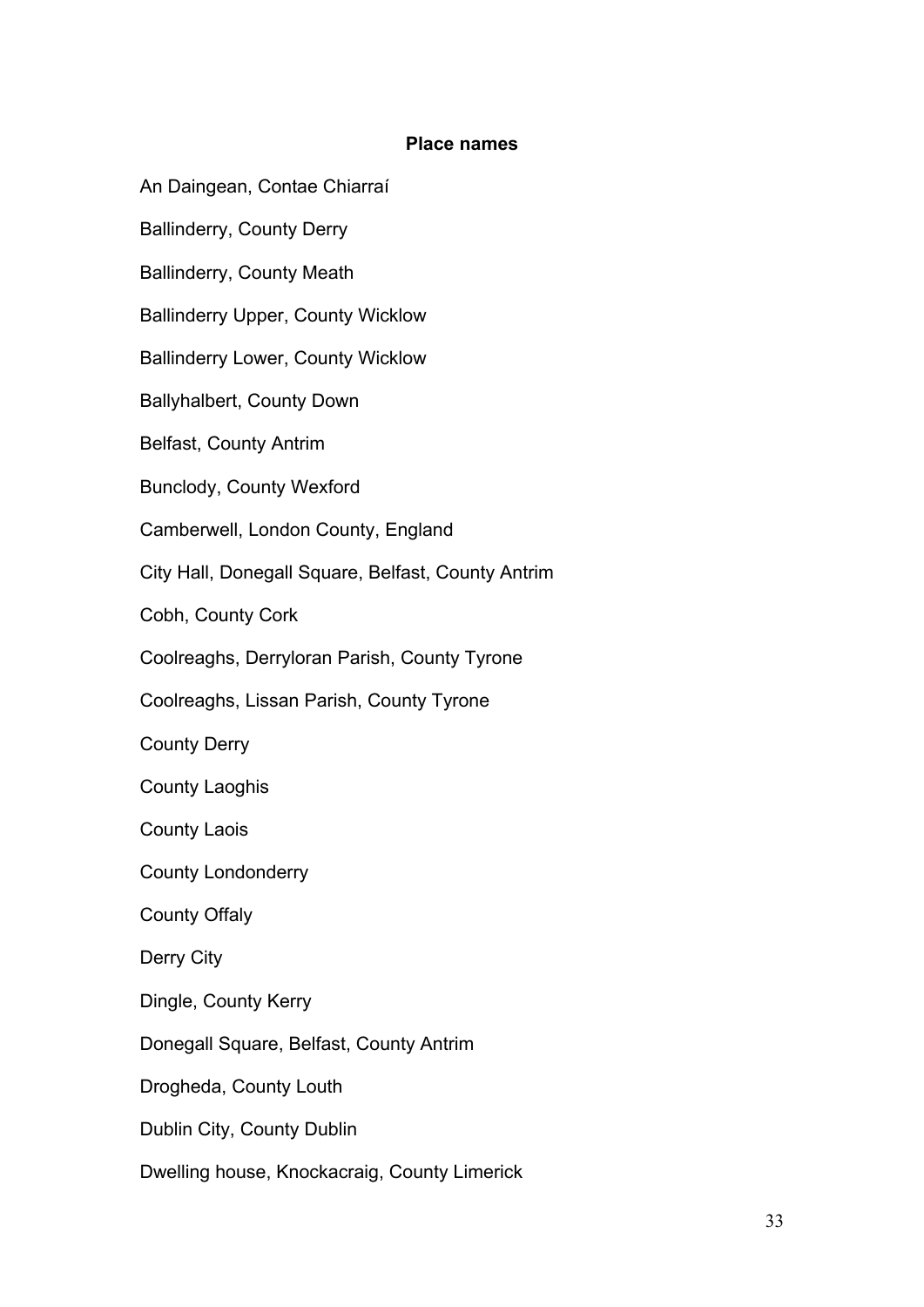## Place names

An Daingean, Contae Chiarraí

Ballinderry, County Derry

Ballinderry, County Meath

Ballinderry Upper, County Wicklow

Ballinderry Lower, County Wicklow

Ballyhalbert, County Down

Belfast, County Antrim

Bunclody, County Wexford

Camberwell, London County, England

City Hall, Donegall Square, Belfast, County Antrim

Cobh, County Cork

Coolreaghs, Derryloran Parish, County Tyrone

Coolreaghs, Lissan Parish, County Tyrone

County Derry

County Laoghis

County Laois

County Londonderry

County Offaly

Derry City

Dingle, County Kerry

Donegall Square, Belfast, County Antrim

Drogheda, County Louth

Dublin City, County Dublin

Dwelling house, Knockacraig, County Limerick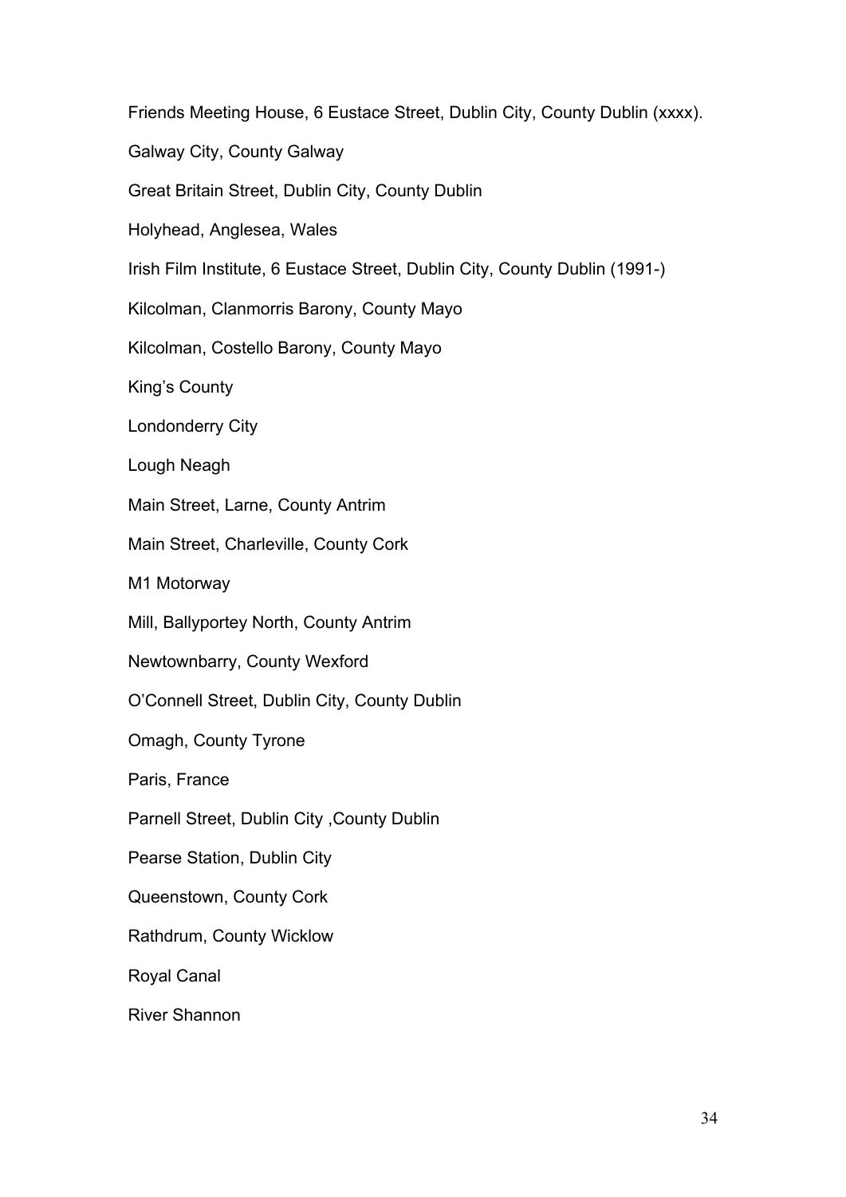Friends Meeting House, 6 Eustace Street, Dublin City, County Dublin (xxxx).

Galway City, County Galway

Great Britain Street, Dublin City, County Dublin

Holyhead, Anglesea, Wales

Irish Film Institute, 6 Eustace Street, Dublin City, County Dublin (1991-)

Kilcolman, Clanmorris Barony, County Mayo

Kilcolman, Costello Barony, County Mayo

King's County

Londonderry City

Lough Neagh

Main Street, Larne, County Antrim

Main Street, Charleville, County Cork

M1 Motorway

Mill, Ballyportey North, County Antrim

Newtownbarry, County Wexford

O'Connell Street, Dublin City, County Dublin

Omagh, County Tyrone

Paris, France

Parnell Street, Dublin City ,County Dublin

Pearse Station, Dublin City

Queenstown, County Cork

Rathdrum, County Wicklow

Royal Canal

River Shannon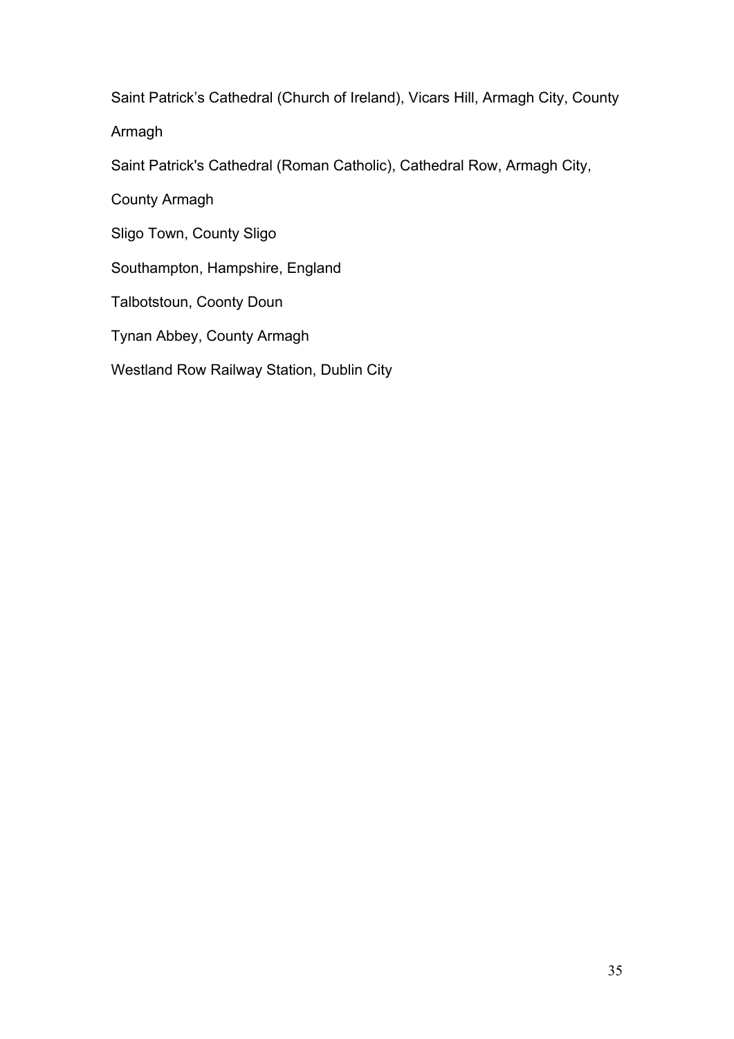Saint Patrick’s Cathedral (Church of Ireland), Vicars Hill, Armagh City, County Armagh

Saint Patrick's Cathedral (Roman Catholic), Cathedral Row, Armagh City, County Armagh

Sligo Town, County Sligo

Southampton, Hampshire, England

Talbotstoun, Coonty Doun

Tynan Abbey, County Armagh

Westland Row Railway Station, Dublin City